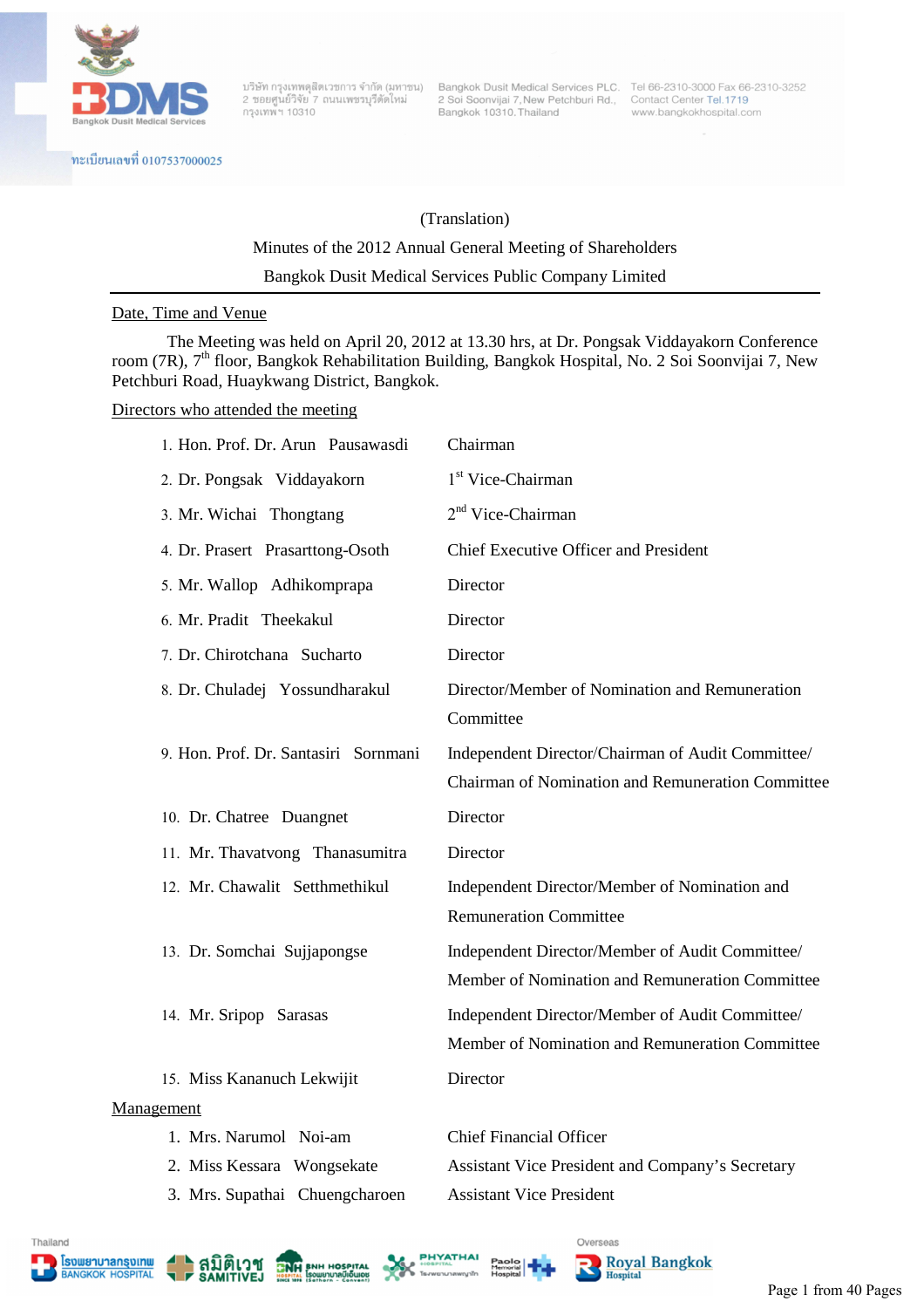บริษัท กรุงเทพดุสิตเวชการ จำกัด (มหาชน) 2 ซอยศูนย์วิจัย 7 ถนนเพชรบุรีตัดใหม่ กรุงเทพฯ 10310

Bangkok Dusit Medical Services PLC. 2 Soi Soonvijai 7, New Petchburi Rd., Bangkok 10310, Thailand

Tel 66-2310-3000 Fax 66-2310-3252 Contact Center Tel.1719 www.bangkokhospital.com

ทะเบียนเลขที่ 0107537000025

(Translation)

# Minutes of the 2012 Annual General Meeting of Shareholders

# Bangkok Dusit Medical Services Public Company Limited

## Date, Time and Venue

The Meeting was held on April 20, 2012 at 13.30 hrs, at Dr. Pongsak Viddayakorn Conference room (7R), 7th floor, Bangkok Rehabilitation Building, Bangkok Hospital, No. 2 Soi Soonvijai 7, New Petchburi Road, Huaykwang District, Bangkok.

## Directors who attended the meeting

| | |
|---|---|
| 1. Hon. Prof. Dr. Arun Pausawasdi | Chairman |
| 2. Dr. Pongsak Viddayakorn | 1st Vice-Chairman |
| 3. Mr. Wichai Thongtang | 2nd Vice-Chairman |
| 4. Dr. Prasert Prasarttong-Osoth | Chief Executive Officer and President |
| 5. Mr. Wallop Adhikomprapa | Director |
| 6. Mr. Pradit Theekakul | Director |
| 7. Dr. Chirotchana Sucharto | Director |
| 8. Dr. Chuladej Yossundharakul | Director/Member of Nomination and Remuneration Committee |
| 9. Hon. Prof. Dr. Santasiri Sornmani | Independent Director/Chairman of Audit Committee/ Chairman of Nomination and Remuneration Committee |
| 10. Dr. Chatree Duangnet | Director |
| 11. Mr. Thavatvong Thanasumitra | Director |
| 12. Mr. Chawalit Setthmethikul | Independent Director/Member of Nomination and Remuneration Committee |
| 13. Dr. Somchai Sujjapongse | Independent Director/Member of Audit Committee/ Member of Nomination and Remuneration Committee |
| 14. Mr. Sripop Sarasas | Independent Director/Member of Audit Committee/ Member of Nomination and Remuneration Committee |
| 15. Miss Kananuch Lekwijit | Director |

## Management

| | |
|---|---|
| 1. Mrs. Narumol Noi-am | Chief Financial Officer |
| 2. Miss Kessara Wongsekate | Assistant Vice President and Company's Secretary |
| 3. Mrs. Supathai Chuengcharoen | Assistant Vice President |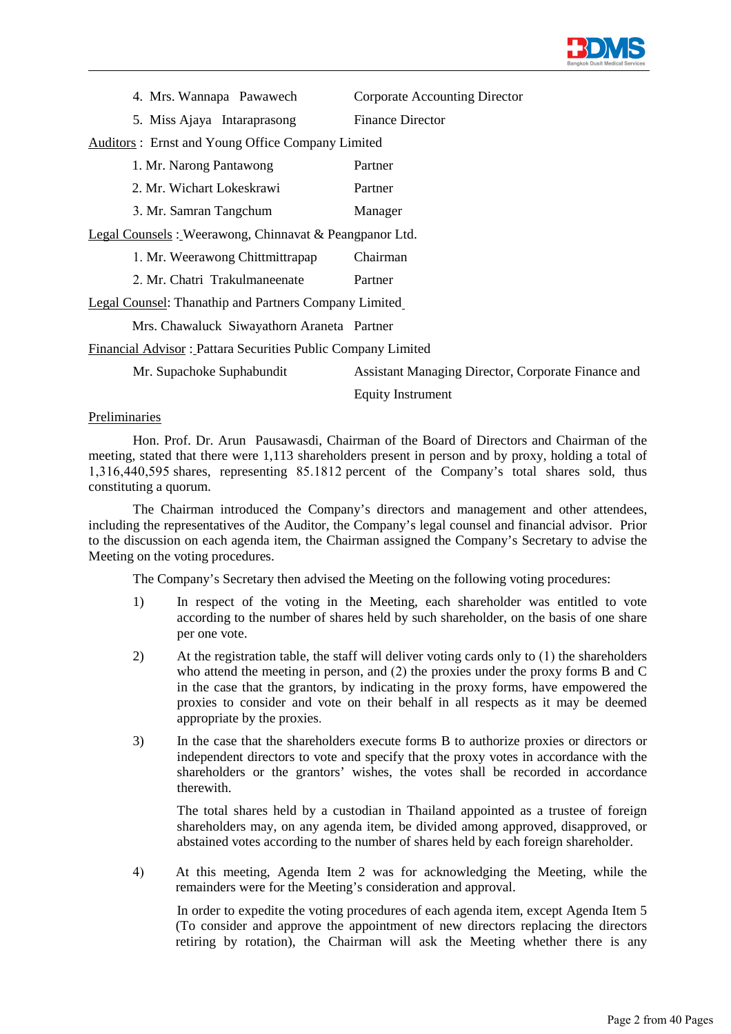4. Mrs. Wannapa Pawawech — Corporate Accounting Director

5. Miss Ajaya Intaraprasong — Finance Director

Auditors : Ernst and Young Office Company Limited

1. Mr. Narong Pantawong — Partner
2. Mr. Wichart Lokeskrawi — Partner
3. Mr. Samran Tangchum — Manager

Legal Counsels : Weerawong, Chinnavat & Peangpanor Ltd.

1. Mr. Weerawong Chittmittrapap — Chairman
2. Mr. Chatri Trakulmaneenate — Partner

Legal Counsel: Thanathip and Partners Company Limited

Mrs. Chawaluck Siwayathorn Araneta — Partner

Financial Advisor : Pattara Securities Public Company Limited

Mr. Supachoke Suphabundit — Assistant Managing Director, Corporate Finance and Equity Instrument

Preliminaries

Hon. Prof. Dr. Arun Pausawasdi, Chairman of the Board of Directors and Chairman of the meeting, stated that there were 1,113 shareholders present in person and by proxy, holding a total of 1,316,440,595 shares, representing 85.1812 percent of the Company's total shares sold, thus constituting a quorum.

The Chairman introduced the Company's directors and management and other attendees, including the representatives of the Auditor, the Company's legal counsel and financial advisor. Prior to the discussion on each agenda item, the Chairman assigned the Company's Secretary to advise the Meeting on the voting procedures.

The Company's Secretary then advised the Meeting on the following voting procedures:

1) In respect of the voting in the Meeting, each shareholder was entitled to vote according to the number of shares held by such shareholder, on the basis of one share per one vote.

2) At the registration table, the staff will deliver voting cards only to (1) the shareholders who attend the meeting in person, and (2) the proxies under the proxy forms B and C in the case that the grantors, by indicating in the proxy forms, have empowered the proxies to consider and vote on their behalf in all respects as it may be deemed appropriate by the proxies.

3) In the case that the shareholders execute forms B to authorize proxies or directors or independent directors to vote and specify that the proxy votes in accordance with the shareholders or the grantors' wishes, the votes shall be recorded in accordance therewith.

   The total shares held by a custodian in Thailand appointed as a trustee of foreign shareholders may, on any agenda item, be divided among approved, disapproved, or abstained votes according to the number of shares held by each foreign shareholder.

4) At this meeting, Agenda Item 2 was for acknowledging the Meeting, while the remainders were for the Meeting's consideration and approval.

   In order to expedite the voting procedures of each agenda item, except Agenda Item 5 (To consider and approve the appointment of new directors replacing the directors retiring by rotation), the Chairman will ask the Meeting whether there is any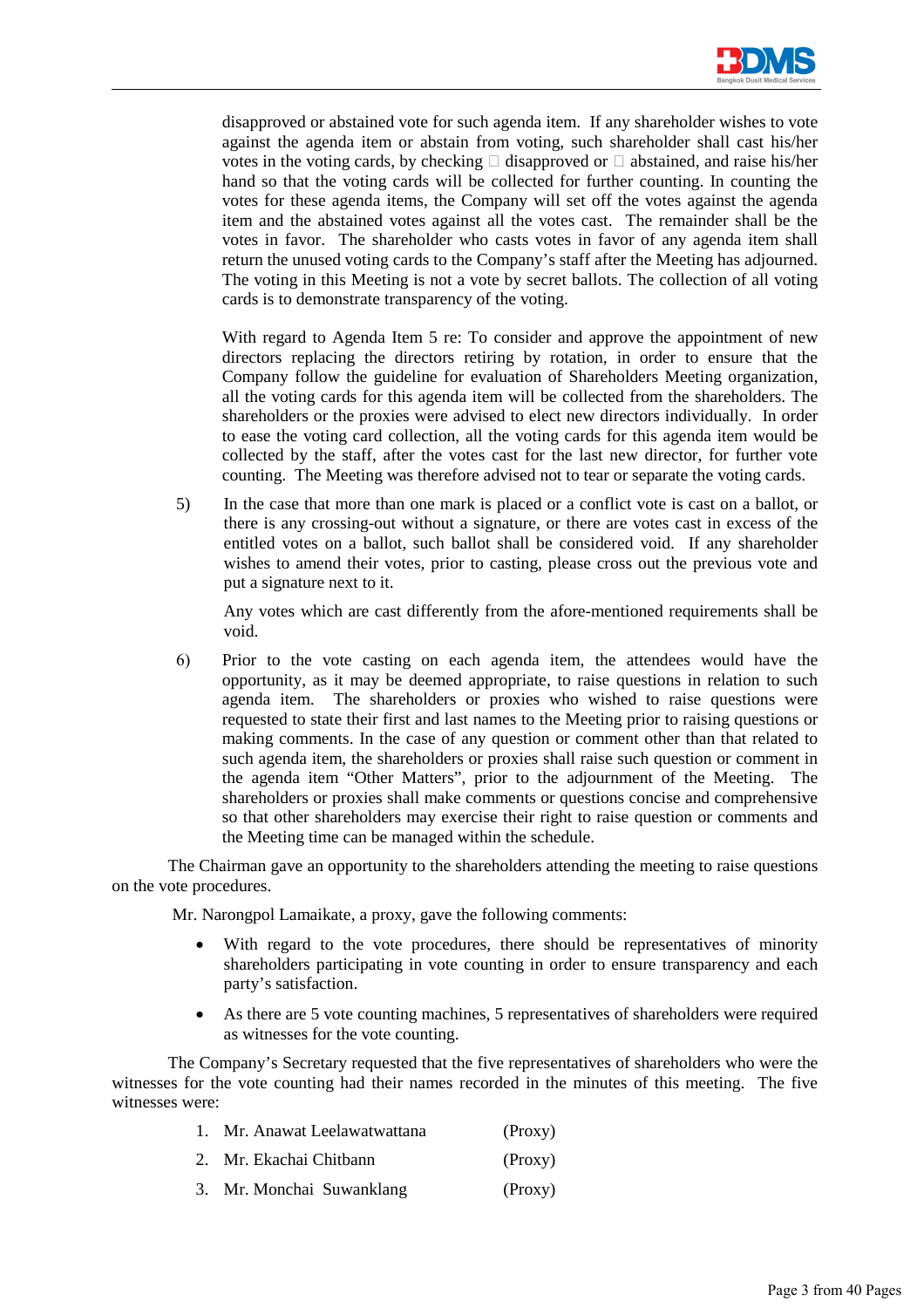disapproved or abstained vote for such agenda item. If any shareholder wishes to vote against the agenda item or abstain from voting, such shareholder shall cast his/her votes in the voting cards, by checking □ disapproved or □ abstained, and raise his/her hand so that the voting cards will be collected for further counting. In counting the votes for these agenda items, the Company will set off the votes against the agenda item and the abstained votes against all the votes cast. The remainder shall be the votes in favor. The shareholder who casts votes in favor of any agenda item shall return the unused voting cards to the Company's staff after the Meeting has adjourned. The voting in this Meeting is not a vote by secret ballots. The collection of all voting cards is to demonstrate transparency of the voting.

With regard to Agenda Item 5 re: To consider and approve the appointment of new directors replacing the directors retiring by rotation, in order to ensure that the Company follow the guideline for evaluation of Shareholders Meeting organization, all the voting cards for this agenda item will be collected from the shareholders. The shareholders or the proxies were advised to elect new directors individually. In order to ease the voting card collection, all the voting cards for this agenda item would be collected by the staff, after the votes cast for the last new director, for further vote counting. The Meeting was therefore advised not to tear or separate the voting cards.

5) In the case that more than one mark is placed or a conflict vote is cast on a ballot, or there is any crossing-out without a signature, or there are votes cast in excess of the entitled votes on a ballot, such ballot shall be considered void. If any shareholder wishes to amend their votes, prior to casting, please cross out the previous vote and put a signature next to it.

   Any votes which are cast differently from the afore-mentioned requirements shall be void.

6) Prior to the vote casting on each agenda item, the attendees would have the opportunity, as it may be deemed appropriate, to raise questions in relation to such agenda item. The shareholders or proxies who wished to raise questions were requested to state their first and last names to the Meeting prior to raising questions or making comments. In the case of any question or comment other than that related to such agenda item, the shareholders or proxies shall raise such question or comment in the agenda item "Other Matters", prior to the adjournment of the Meeting. The shareholders or proxies shall make comments or questions concise and comprehensive so that other shareholders may exercise their right to raise question or comments and the Meeting time can be managed within the schedule.

The Chairman gave an opportunity to the shareholders attending the meeting to raise questions on the vote procedures.

Mr. Narongpol Lamaikate, a proxy, gave the following comments:

- With regard to the vote procedures, there should be representatives of minority shareholders participating in vote counting in order to ensure transparency and each party's satisfaction.
- As there are 5 vote counting machines, 5 representatives of shareholders were required as witnesses for the vote counting.

The Company's Secretary requested that the five representatives of shareholders who were the witnesses for the vote counting had their names recorded in the minutes of this meeting. The five witnesses were:

1. Mr. Anawat Leelawatwattana (Proxy)
2. Mr. Ekachai Chitbann (Proxy)
3. Mr. Monchai Suwanklang (Proxy)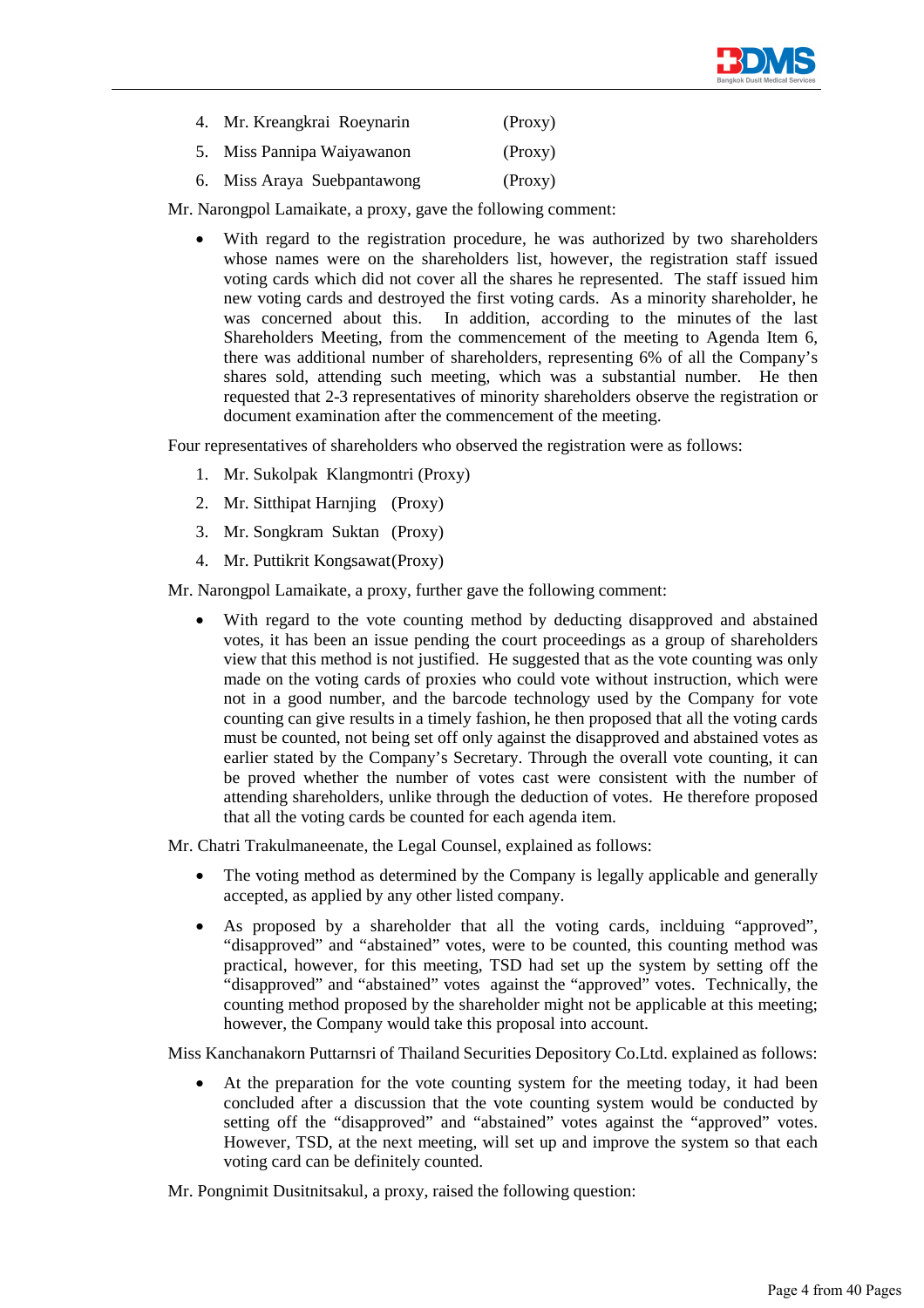4. Mr. Kreangkrai Roeynarin (Proxy)
5. Miss Pannipa Waiyawanon (Proxy)
6. Miss Araya Suebpantawong (Proxy)

Mr. Narongpol Lamaikate, a proxy, gave the following comment:

- With regard to the registration procedure, he was authorized by two shareholders whose names were on the shareholders list, however, the registration staff issued voting cards which did not cover all the shares he represented. The staff issued him new voting cards and destroyed the first voting cards. As a minority shareholder, he was concerned about this. In addition, according to the minutes of the last Shareholders Meeting, from the commencement of the meeting to Agenda Item 6, there was additional number of shareholders, representing 6% of all the Company's shares sold, attending such meeting, which was a substantial number. He then requested that 2-3 representatives of minority shareholders observe the registration or document examination after the commencement of the meeting.

Four representatives of shareholders who observed the registration were as follows:

1. Mr. Sukolpak Klangmontri (Proxy)
2. Mr. Sitthipat Harnjing (Proxy)
3. Mr. Songkram Suktan (Proxy)
4. Mr. Puttikrit Kongsawat(Proxy)

Mr. Narongpol Lamaikate, a proxy, further gave the following comment:

- With regard to the vote counting method by deducting disapproved and abstained votes, it has been an issue pending the court proceedings as a group of shareholders view that this method is not justified. He suggested that as the vote counting was only made on the voting cards of proxies who could vote without instruction, which were not in a good number, and the barcode technology used by the Company for vote counting can give results in a timely fashion, he then proposed that all the voting cards must be counted, not being set off only against the disapproved and abstained votes as earlier stated by the Company's Secretary. Through the overall vote counting, it can be proved whether the number of votes cast were consistent with the number of attending shareholders, unlike through the deduction of votes. He therefore proposed that all the voting cards be counted for each agenda item.

Mr. Chatri Trakulmaneenate, the Legal Counsel, explained as follows:

- The voting method as determined by the Company is legally applicable and generally accepted, as applied by any other listed company.
- As proposed by a shareholder that all the voting cards, inclduing "approved", "disapproved" and "abstained" votes, were to be counted, this counting method was practical, however, for this meeting, TSD had set up the system by setting off the "disapproved" and "abstained" votes against the "approved" votes. Technically, the counting method proposed by the shareholder might not be applicable at this meeting; however, the Company would take this proposal into account.

Miss Kanchanakorn Puttarnsri of Thailand Securities Depository Co.Ltd. explained as follows:

- At the preparation for the vote counting system for the meeting today, it had been concluded after a discussion that the vote counting system would be conducted by setting off the "disapproved" and "abstained" votes against the "approved" votes. However, TSD, at the next meeting, will set up and improve the system so that each voting card can be definitely counted.

Mr. Pongnimit Dusitnitsakul, a proxy, raised the following question: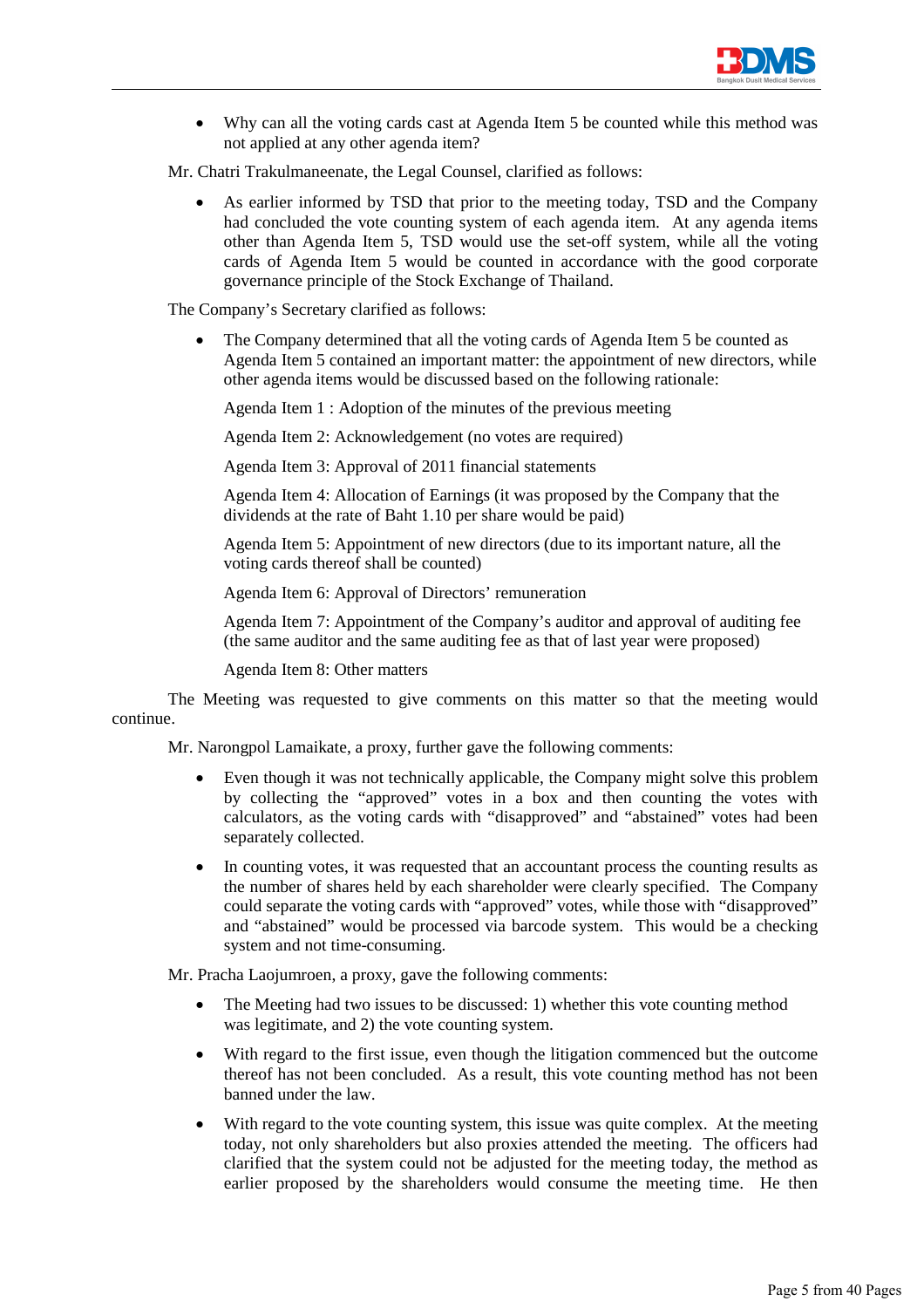- Why can all the voting cards cast at Agenda Item 5 be counted while this method was not applied at any other agenda item?

Mr. Chatri Trakulmaneenate, the Legal Counsel, clarified as follows:

- As earlier informed by TSD that prior to the meeting today, TSD and the Company had concluded the vote counting system of each agenda item. At any agenda items other than Agenda Item 5, TSD would use the set-off system, while all the voting cards of Agenda Item 5 would be counted in accordance with the good corporate governance principle of the Stock Exchange of Thailand.

The Company's Secretary clarified as follows:

- The Company determined that all the voting cards of Agenda Item 5 be counted as Agenda Item 5 contained an important matter: the appointment of new directors, while other agenda items would be discussed based on the following rationale:

  Agenda Item 1 : Adoption of the minutes of the previous meeting

  Agenda Item 2: Acknowledgement (no votes are required)

  Agenda Item 3: Approval of 2011 financial statements

  Agenda Item 4: Allocation of Earnings (it was proposed by the Company that the dividends at the rate of Baht 1.10 per share would be paid)

  Agenda Item 5: Appointment of new directors (due to its important nature, all the voting cards thereof shall be counted)

  Agenda Item 6: Approval of Directors' remuneration

  Agenda Item 7: Appointment of the Company's auditor and approval of auditing fee (the same auditor and the same auditing fee as that of last year were proposed)

  Agenda Item 8: Other matters

The Meeting was requested to give comments on this matter so that the meeting would continue.

Mr. Narongpol Lamaikate, a proxy, further gave the following comments:

- Even though it was not technically applicable, the Company might solve this problem by collecting the "approved" votes in a box and then counting the votes with calculators, as the voting cards with "disapproved" and "abstained" votes had been separately collected.

- In counting votes, it was requested that an accountant process the counting results as the number of shares held by each shareholder were clearly specified. The Company could separate the voting cards with "approved" votes, while those with "disapproved" and "abstained" would be processed via barcode system. This would be a checking system and not time-consuming.

Mr. Pracha Laojumroen, a proxy, gave the following comments:

- The Meeting had two issues to be discussed: 1) whether this vote counting method was legitimate, and 2) the vote counting system.

- With regard to the first issue, even though the litigation commenced but the outcome thereof has not been concluded. As a result, this vote counting method has not been banned under the law.

- With regard to the vote counting system, this issue was quite complex. At the meeting today, not only shareholders but also proxies attended the meeting. The officers had clarified that the system could not be adjusted for the meeting today, the method as earlier proposed by the shareholders would consume the meeting time. He then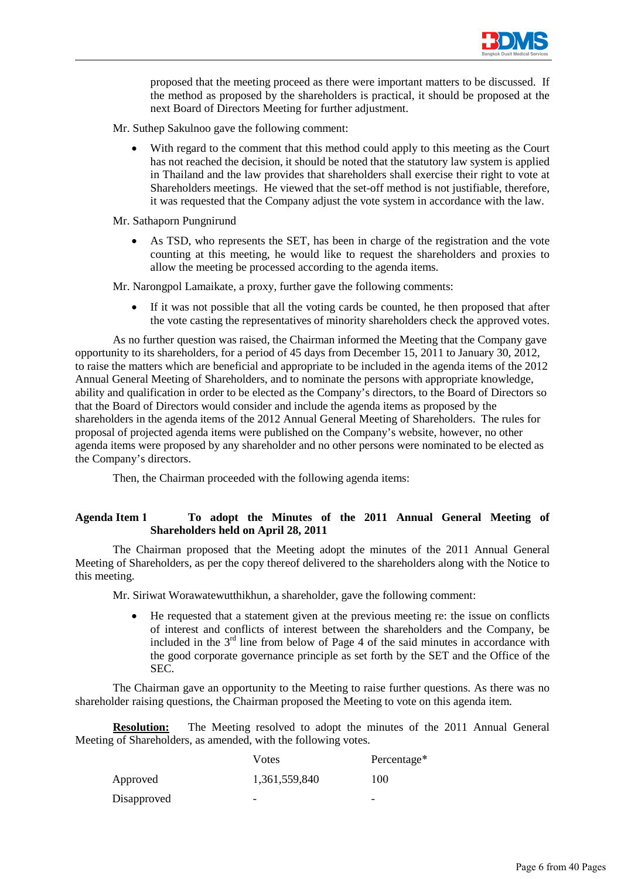proposed that the meeting proceed as there were important matters to be discussed. If the method as proposed by the shareholders is practical, it should be proposed at the next Board of Directors Meeting for further adjustment.

Mr. Suthep Sakulnoo gave the following comment:

- With regard to the comment that this method could apply to this meeting as the Court has not reached the decision, it should be noted that the statutory law system is applied in Thailand and the law provides that shareholders shall exercise their right to vote at Shareholders meetings. He viewed that the set-off method is not justifiable, therefore, it was requested that the Company adjust the vote system in accordance with the law.

Mr. Sathaporn Pungnirund

- As TSD, who represents the SET, has been in charge of the registration and the vote counting at this meeting, he would like to request the shareholders and proxies to allow the meeting be processed according to the agenda items.

Mr. Narongpol Lamaikate, a proxy, further gave the following comments:

- If it was not possible that all the voting cards be counted, he then proposed that after the vote casting the representatives of minority shareholders check the approved votes.

As no further question was raised, the Chairman informed the Meeting that the Company gave opportunity to its shareholders, for a period of 45 days from December 15, 2011 to January 30, 2012, to raise the matters which are beneficial and appropriate to be included in the agenda items of the 2012 Annual General Meeting of Shareholders, and to nominate the persons with appropriate knowledge, ability and qualification in order to be elected as the Company's directors, to the Board of Directors so that the Board of Directors would consider and include the agenda items as proposed by the shareholders in the agenda items of the 2012 Annual General Meeting of Shareholders. The rules for proposal of projected agenda items were published on the Company's website, however, no other agenda items were proposed by any shareholder and no other persons were nominated to be elected as the Company's directors.

Then, the Chairman proceeded with the following agenda items:

**Agenda Item 1 To adopt the Minutes of the 2011 Annual General Meeting of Shareholders held on April 28, 2011**

The Chairman proposed that the Meeting adopt the minutes of the 2011 Annual General Meeting of Shareholders, as per the copy thereof delivered to the shareholders along with the Notice to this meeting.

Mr. Siriwat Worawatewutthikhun, a shareholder, gave the following comment:

- He requested that a statement given at the previous meeting re: the issue on conflicts of interest and conflicts of interest between the shareholders and the Company, be included in the 3rd line from below of Page 4 of the said minutes in accordance with the good corporate governance principle as set forth by the SET and the Office of the SEC.

The Chairman gave an opportunity to the Meeting to raise further questions. As there was no shareholder raising questions, the Chairman proposed the Meeting to vote on this agenda item.

**Resolution:** The Meeting resolved to adopt the minutes of the 2011 Annual General Meeting of Shareholders, as amended, with the following votes.

| | Votes | Percentage* |
|---|---|---|
| Approved | 1,361,559,840 | 100 |
| Disapproved | - | - |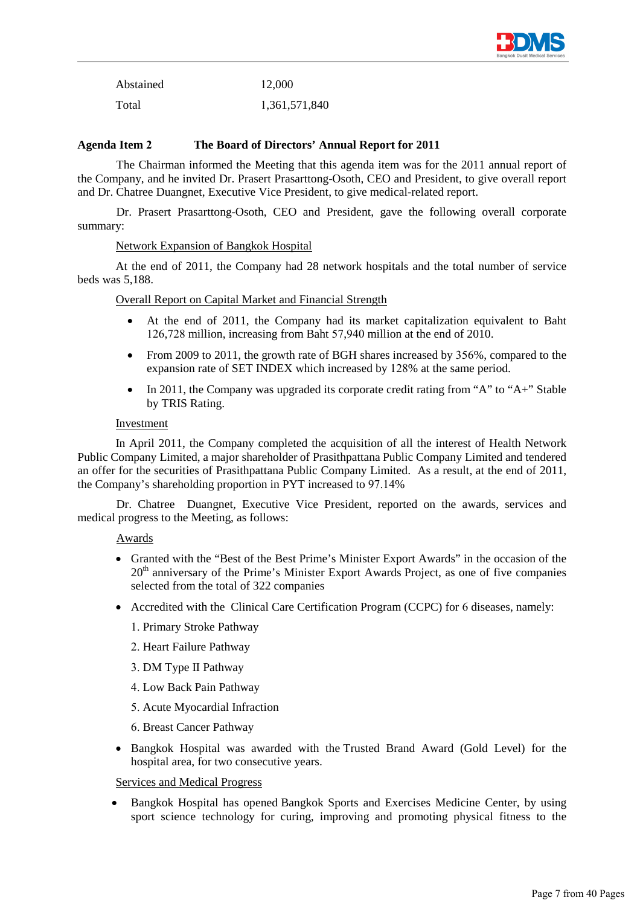| | |
|---|---|
| Abstained | 12,000 |
| Total | 1,361,571,840 |

**Agenda Item 2 The Board of Directors' Annual Report for 2011**

The Chairman informed the Meeting that this agenda item was for the 2011 annual report of the Company, and he invited Dr. Prasert Prasarttong-Osoth, CEO and President, to give overall report and Dr. Chatree Duangnet, Executive Vice President, to give medical-related report.

Dr. Prasert Prasarttong-Osoth, CEO and President, gave the following overall corporate summary:

Network Expansion of Bangkok Hospital

At the end of 2011, the Company had 28 network hospitals and the total number of service beds was 5,188.

Overall Report on Capital Market and Financial Strength

- At the end of 2011, the Company had its market capitalization equivalent to Baht 126,728 million, increasing from Baht 57,940 million at the end of 2010.
- From 2009 to 2011, the growth rate of BGH shares increased by 356%, compared to the expansion rate of SET INDEX which increased by 128% at the same period.
- In 2011, the Company was upgraded its corporate credit rating from "A" to "A+" Stable by TRIS Rating.

Investment

In April 2011, the Company completed the acquisition of all the interest of Health Network Public Company Limited, a major shareholder of Prasithpattana Public Company Limited and tendered an offer for the securities of Prasithpattana Public Company Limited. As a result, at the end of 2011, the Company's shareholding proportion in PYT increased to 97.14%

Dr. Chatree Duangnet, Executive Vice President, reported on the awards, services and medical progress to the Meeting, as follows:

Awards

- Granted with the "Best of the Best Prime's Minister Export Awards" in the occasion of the 20th anniversary of the Prime's Minister Export Awards Project, as one of five companies selected from the total of 322 companies
- Accredited with the Clinical Care Certification Program (CCPC) for 6 diseases, namely:
  1. Primary Stroke Pathway
  2. Heart Failure Pathway
  3. DM Type II Pathway
  4. Low Back Pain Pathway
  5. Acute Myocardial Infraction
  6. Breast Cancer Pathway
- Bangkok Hospital was awarded with the Trusted Brand Award (Gold Level) for the hospital area, for two consecutive years.

Services and Medical Progress

- Bangkok Hospital has opened Bangkok Sports and Exercises Medicine Center, by using sport science technology for curing, improving and promoting physical fitness to the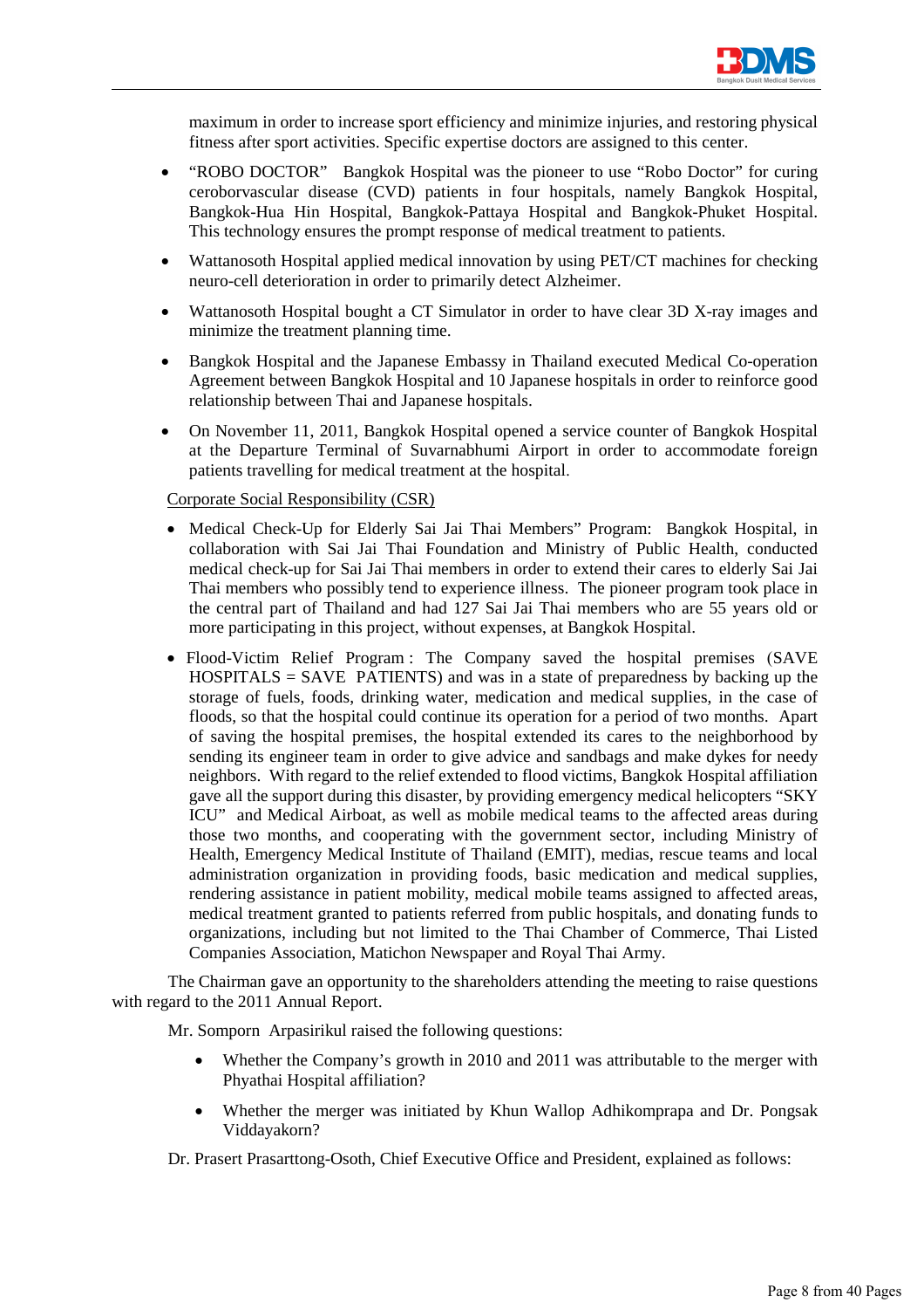maximum in order to increase sport efficiency and minimize injuries, and restoring physical fitness after sport activities. Specific expertise doctors are assigned to this center.

- "ROBO DOCTOR" Bangkok Hospital was the pioneer to use "Robo Doctor" for curing ceroborvascular disease (CVD) patients in four hospitals, namely Bangkok Hospital, Bangkok-Hua Hin Hospital, Bangkok-Pattaya Hospital and Bangkok-Phuket Hospital. This technology ensures the prompt response of medical treatment to patients.
- Wattanosoth Hospital applied medical innovation by using PET/CT machines for checking neuro-cell deterioration in order to primarily detect Alzheimer.
- Wattanosoth Hospital bought a CT Simulator in order to have clear 3D X-ray images and minimize the treatment planning time.
- Bangkok Hospital and the Japanese Embassy in Thailand executed Medical Co-operation Agreement between Bangkok Hospital and 10 Japanese hospitals in order to reinforce good relationship between Thai and Japanese hospitals.
- On November 11, 2011, Bangkok Hospital opened a service counter of Bangkok Hospital at the Departure Terminal of Suvarnabhumi Airport in order to accommodate foreign patients travelling for medical treatment at the hospital.

<u>Corporate Social Responsibility (CSR)</u>

- Medical Check-Up for Elderly Sai Jai Thai Members" Program: Bangkok Hospital, in collaboration with Sai Jai Thai Foundation and Ministry of Public Health, conducted medical check-up for Sai Jai Thai members in order to extend their cares to elderly Sai Jai Thai members who possibly tend to experience illness. The pioneer program took place in the central part of Thailand and had 127 Sai Jai Thai members who are 55 years old or more participating in this project, without expenses, at Bangkok Hospital.
- Flood-Victim Relief Program : The Company saved the hospital premises (SAVE HOSPITALS = SAVE PATIENTS) and was in a state of preparedness by backing up the storage of fuels, foods, drinking water, medication and medical supplies, in the case of floods, so that the hospital could continue its operation for a period of two months. Apart of saving the hospital premises, the hospital extended its cares to the neighborhood by sending its engineer team in order to give advice and sandbags and make dykes for needy neighbors. With regard to the relief extended to flood victims, Bangkok Hospital affiliation gave all the support during this disaster, by providing emergency medical helicopters "SKY ICU" and Medical Airboat, as well as mobile medical teams to the affected areas during those two months, and cooperating with the government sector, including Ministry of Health, Emergency Medical Institute of Thailand (EMIT), medias, rescue teams and local administration organization in providing foods, basic medication and medical supplies, rendering assistance in patient mobility, medical mobile teams assigned to affected areas, medical treatment granted to patients referred from public hospitals, and donating funds to organizations, including but not limited to the Thai Chamber of Commerce, Thai Listed Companies Association, Matichon Newspaper and Royal Thai Army.

The Chairman gave an opportunity to the shareholders attending the meeting to raise questions with regard to the 2011 Annual Report.

Mr. Somporn Arpasirikul raised the following questions:

- Whether the Company's growth in 2010 and 2011 was attributable to the merger with Phyathai Hospital affiliation?
- Whether the merger was initiated by Khun Wallop Adhikomprapa and Dr. Pongsak Viddayakorn?

Dr. Prasert Prasarttong-Osoth, Chief Executive Office and President, explained as follows: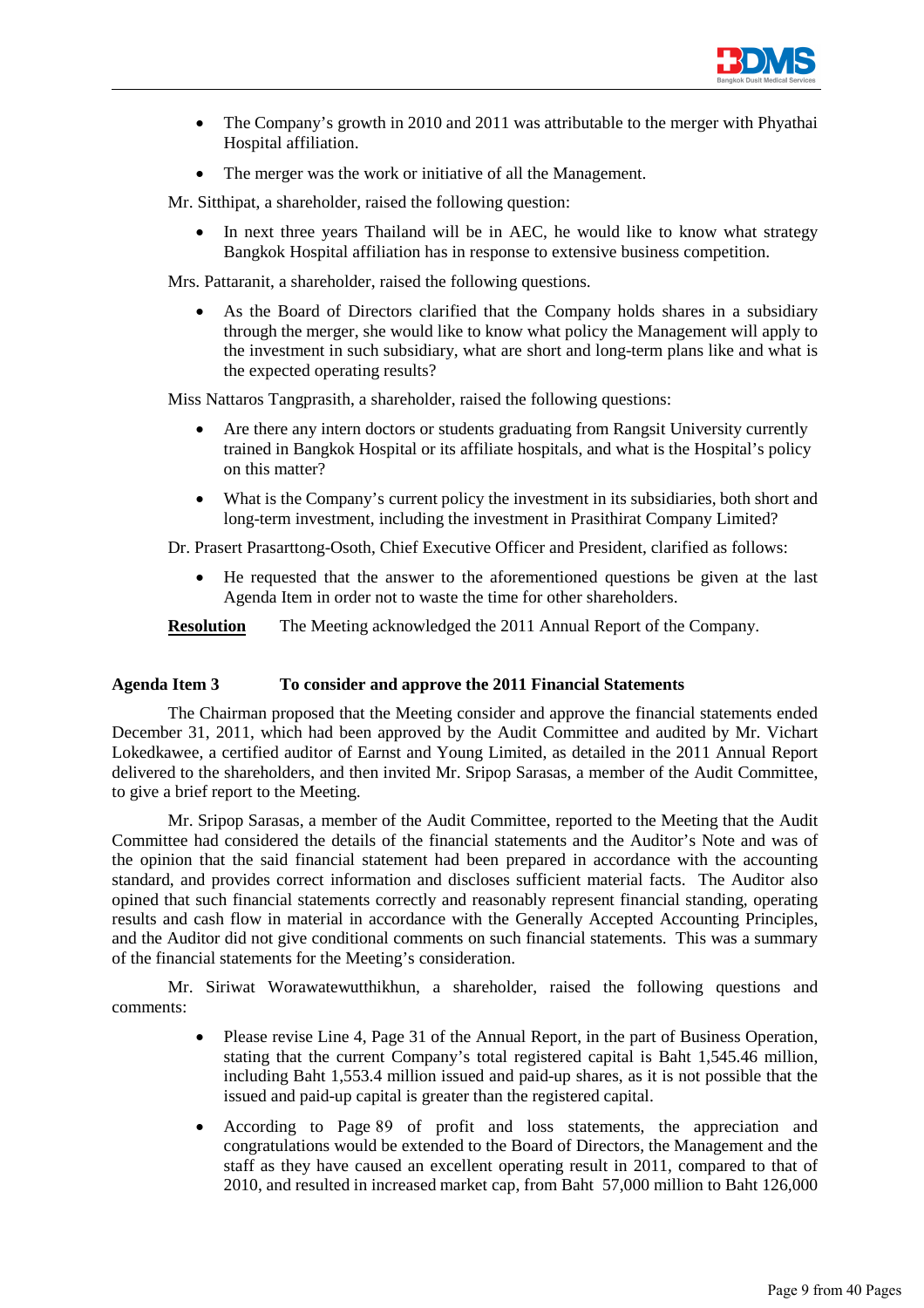- The Company's growth in 2010 and 2011 was attributable to the merger with Phyathai Hospital affiliation.
- The merger was the work or initiative of all the Management.

Mr. Sitthipat, a shareholder, raised the following question:

- In next three years Thailand will be in AEC, he would like to know what strategy Bangkok Hospital affiliation has in response to extensive business competition.

Mrs. Pattaranit, a shareholder, raised the following questions.

- As the Board of Directors clarified that the Company holds shares in a subsidiary through the merger, she would like to know what policy the Management will apply to the investment in such subsidiary, what are short and long-term plans like and what is the expected operating results?

Miss Nattaros Tangprasith, a shareholder, raised the following questions:

- Are there any intern doctors or students graduating from Rangsit University currently trained in Bangkok Hospital or its affiliate hospitals, and what is the Hospital's policy on this matter?
- What is the Company's current policy the investment in its subsidiaries, both short and long-term investment, including the investment in Prasithirat Company Limited?

Dr. Prasert Prasarttong-Osoth, Chief Executive Officer and President, clarified as follows:

- He requested that the answer to the aforementioned questions be given at the last Agenda Item in order not to waste the time for other shareholders.

**Resolution** The Meeting acknowledged the 2011 Annual Report of the Company.

**Agenda Item 3 To consider and approve the 2011 Financial Statements**

The Chairman proposed that the Meeting consider and approve the financial statements ended December 31, 2011, which had been approved by the Audit Committee and audited by Mr. Vichart Lokedkawee, a certified auditor of Earnst and Young Limited, as detailed in the 2011 Annual Report delivered to the shareholders, and then invited Mr. Sripop Sarasas, a member of the Audit Committee, to give a brief report to the Meeting.

Mr. Sripop Sarasas, a member of the Audit Committee, reported to the Meeting that the Audit Committee had considered the details of the financial statements and the Auditor's Note and was of the opinion that the said financial statement had been prepared in accordance with the accounting standard, and provides correct information and discloses sufficient material facts. The Auditor also opined that such financial statements correctly and reasonably represent financial standing, operating results and cash flow in material in accordance with the Generally Accepted Accounting Principles, and the Auditor did not give conditional comments on such financial statements. This was a summary of the financial statements for the Meeting's consideration.

Mr. Siriwat Worawatewutthikhun, a shareholder, raised the following questions and comments:

- Please revise Line 4, Page 31 of the Annual Report, in the part of Business Operation, stating that the current Company's total registered capital is Baht 1,545.46 million, including Baht 1,553.4 million issued and paid-up shares, as it is not possible that the issued and paid-up capital is greater than the registered capital.
- According to Page 89 of profit and loss statements, the appreciation and congratulations would be extended to the Board of Directors, the Management and the staff as they have caused an excellent operating result in 2011, compared to that of 2010, and resulted in increased market cap, from Baht 57,000 million to Baht 126,000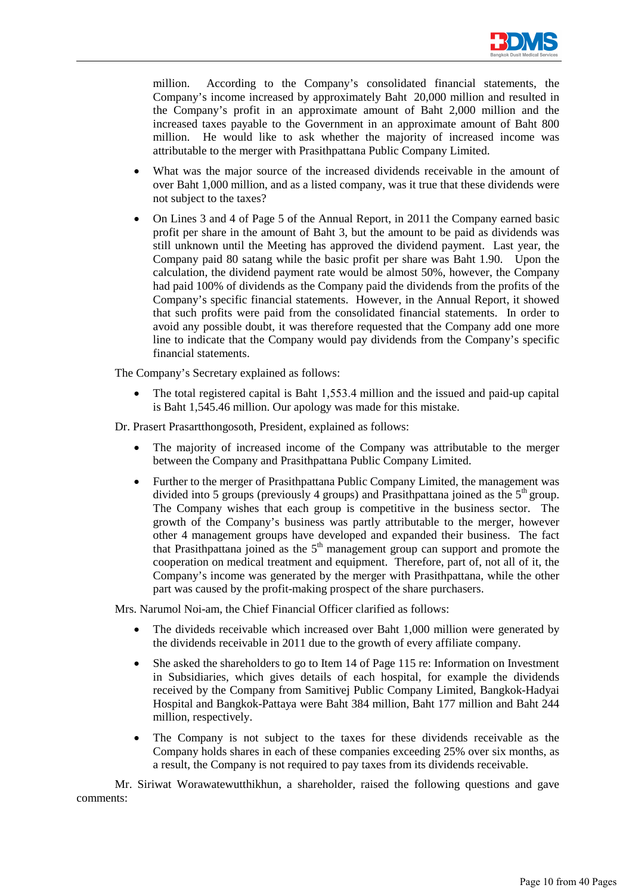million. According to the Company's consolidated financial statements, the Company's income increased by approximately Baht 20,000 million and resulted in the Company's profit in an approximate amount of Baht 2,000 million and the increased taxes payable to the Government in an approximate amount of Baht 800 million. He would like to ask whether the majority of increased income was attributable to the merger with Prasithpattana Public Company Limited.

- What was the major source of the increased dividends receivable in the amount of over Baht 1,000 million, and as a listed company, was it true that these dividends were not subject to the taxes?
- On Lines 3 and 4 of Page 5 of the Annual Report, in 2011 the Company earned basic profit per share in the amount of Baht 3, but the amount to be paid as dividends was still unknown until the Meeting has approved the dividend payment. Last year, the Company paid 80 satang while the basic profit per share was Baht 1.90. Upon the calculation, the dividend payment rate would be almost 50%, however, the Company had paid 100% of dividends as the Company paid the dividends from the profits of the Company's specific financial statements. However, in the Annual Report, it showed that such profits were paid from the consolidated financial statements. In order to avoid any possible doubt, it was therefore requested that the Company add one more line to indicate that the Company would pay dividends from the Company's specific financial statements.

The Company's Secretary explained as follows:

- The total registered capital is Baht 1,553.4 million and the issued and paid-up capital is Baht 1,545.46 million. Our apology was made for this mistake.

Dr. Prasert Prasartthongosoth, President, explained as follows:

- The majority of increased income of the Company was attributable to the merger between the Company and Prasithpattana Public Company Limited.
- Further to the merger of Prasithpattana Public Company Limited, the management was divided into 5 groups (previously 4 groups) and Prasithpattana joined as the 5th group. The Company wishes that each group is competitive in the business sector. The growth of the Company's business was partly attributable to the merger, however other 4 management groups have developed and expanded their business. The fact that Prasithpattana joined as the 5th management group can support and promote the cooperation on medical treatment and equipment. Therefore, part of, not all of it, the Company's income was generated by the merger with Prasithpattana, while the other part was caused by the profit-making prospect of the share purchasers.

Mrs. Narumol Noi-am, the Chief Financial Officer clarified as follows:

- The divideds receivable which increased over Baht 1,000 million were generated by the dividends receivable in 2011 due to the growth of every affiliate company.
- She asked the shareholders to go to Item 14 of Page 115 re: Information on Investment in Subsidiaries, which gives details of each hospital, for example the dividends received by the Company from Samitivej Public Company Limited, Bangkok-Hadyai Hospital and Bangkok-Pattaya were Baht 384 million, Baht 177 million and Baht 244 million, respectively.
- The Company is not subject to the taxes for these dividends receivable as the Company holds shares in each of these companies exceeding 25% over six months, as a result, the Company is not required to pay taxes from its dividends receivable.

Mr. Siriwat Worawatewutthikhun, a shareholder, raised the following questions and gave comments: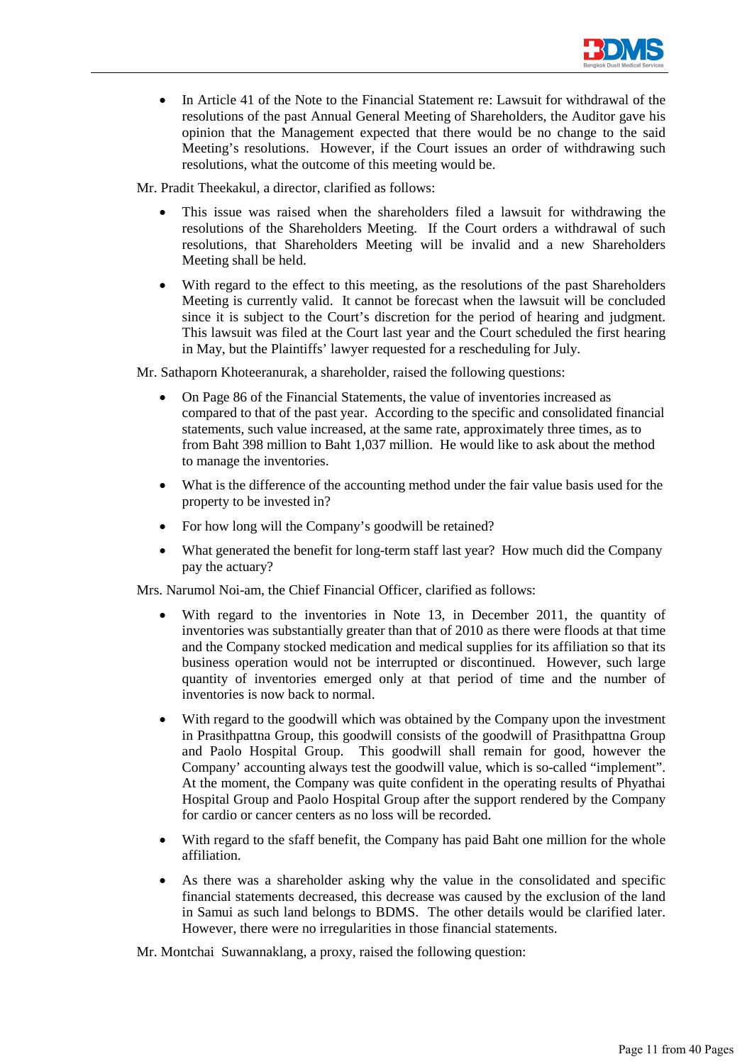- In Article 41 of the Note to the Financial Statement re: Lawsuit for withdrawal of the resolutions of the past Annual General Meeting of Shareholders, the Auditor gave his opinion that the Management expected that there would be no change to the said Meeting's resolutions. However, if the Court issues an order of withdrawing such resolutions, what the outcome of this meeting would be.

Mr. Pradit Theekakul, a director, clarified as follows:

- This issue was raised when the shareholders filed a lawsuit for withdrawing the resolutions of the Shareholders Meeting. If the Court orders a withdrawal of such resolutions, that Shareholders Meeting will be invalid and a new Shareholders Meeting shall be held.
- With regard to the effect to this meeting, as the resolutions of the past Shareholders Meeting is currently valid. It cannot be forecast when the lawsuit will be concluded since it is subject to the Court's discretion for the period of hearing and judgment. This lawsuit was filed at the Court last year and the Court scheduled the first hearing in May, but the Plaintiffs' lawyer requested for a rescheduling for July.

Mr. Sathaporn Khoteeranurak, a shareholder, raised the following questions:

- On Page 86 of the Financial Statements, the value of inventories increased as compared to that of the past year. According to the specific and consolidated financial statements, such value increased, at the same rate, approximately three times, as to from Baht 398 million to Baht 1,037 million. He would like to ask about the method to manage the inventories.
- What is the difference of the accounting method under the fair value basis used for the property to be invested in?
- For how long will the Company's goodwill be retained?
- What generated the benefit for long-term staff last year? How much did the Company pay the actuary?

Mrs. Narumol Noi-am, the Chief Financial Officer, clarified as follows:

- With regard to the inventories in Note 13, in December 2011, the quantity of inventories was substantially greater than that of 2010 as there were floods at that time and the Company stocked medication and medical supplies for its affiliation so that its business operation would not be interrupted or discontinued. However, such large quantity of inventories emerged only at that period of time and the number of inventories is now back to normal.
- With regard to the goodwill which was obtained by the Company upon the investment in Prasithpattna Group, this goodwill consists of the goodwill of Prasithpattna Group and Paolo Hospital Group. This goodwill shall remain for good, however the Company' accounting always test the goodwill value, which is so-called "implement". At the moment, the Company was quite confident in the operating results of Phyathai Hospital Group and Paolo Hospital Group after the support rendered by the Company for cardio or cancer centers as no loss will be recorded.
- With regard to the sfaff benefit, the Company has paid Baht one million for the whole affiliation.
- As there was a shareholder asking why the value in the consolidated and specific financial statements decreased, this decrease was caused by the exclusion of the land in Samui as such land belongs to BDMS. The other details would be clarified later. However, there were no irregularities in those financial statements.

Mr. Montchai Suwannaklang, a proxy, raised the following question: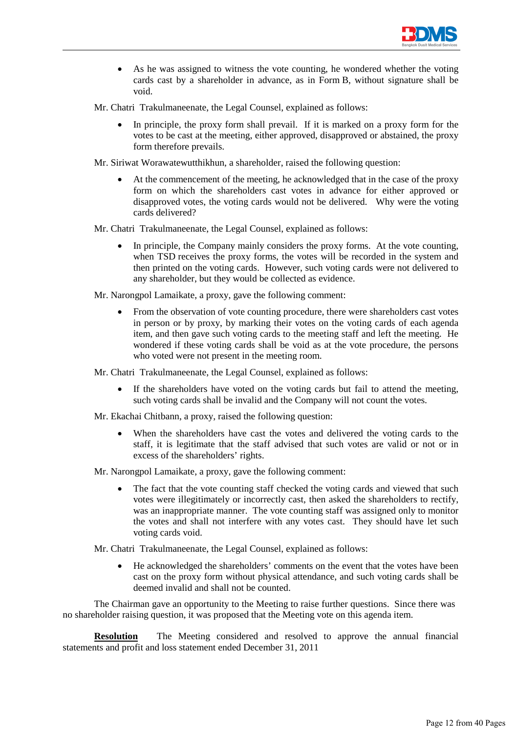- As he was assigned to witness the vote counting, he wondered whether the voting cards cast by a shareholder in advance, as in Form B, without signature shall be void.

Mr. Chatri Trakulmaneenate, the Legal Counsel, explained as follows:

- In principle, the proxy form shall prevail. If it is marked on a proxy form for the votes to be cast at the meeting, either approved, disapproved or abstained, the proxy form therefore prevails.

Mr. Siriwat Worawatewutthikhun, a shareholder, raised the following question:

- At the commencement of the meeting, he acknowledged that in the case of the proxy form on which the shareholders cast votes in advance for either approved or disapproved votes, the voting cards would not be delivered. Why were the voting cards delivered?

Mr. Chatri Trakulmaneenate, the Legal Counsel, explained as follows:

- In principle, the Company mainly considers the proxy forms. At the vote counting, when TSD receives the proxy forms, the votes will be recorded in the system and then printed on the voting cards. However, such voting cards were not delivered to any shareholder, but they would be collected as evidence.

Mr. Narongpol Lamaikate, a proxy, gave the following comment:

- From the observation of vote counting procedure, there were shareholders cast votes in person or by proxy, by marking their votes on the voting cards of each agenda item, and then gave such voting cards to the meeting staff and left the meeting. He wondered if these voting cards shall be void as at the vote procedure, the persons who voted were not present in the meeting room.

Mr. Chatri Trakulmaneenate, the Legal Counsel, explained as follows:

- If the shareholders have voted on the voting cards but fail to attend the meeting, such voting cards shall be invalid and the Company will not count the votes.

Mr. Ekachai Chitbann, a proxy, raised the following question:

- When the shareholders have cast the votes and delivered the voting cards to the staff, it is legitimate that the staff advised that such votes are valid or not or in excess of the shareholders' rights.

Mr. Narongpol Lamaikate, a proxy, gave the following comment:

- The fact that the vote counting staff checked the voting cards and viewed that such votes were illegitimately or incorrectly cast, then asked the shareholders to rectify, was an inappropriate manner. The vote counting staff was assigned only to monitor the votes and shall not interfere with any votes cast. They should have let such voting cards void.

Mr. Chatri Trakulmaneenate, the Legal Counsel, explained as follows:

- He acknowledged the shareholders' comments on the event that the votes have been cast on the proxy form without physical attendance, and such voting cards shall be deemed invalid and shall not be counted.

The Chairman gave an opportunity to the Meeting to raise further questions. Since there was no shareholder raising question, it was proposed that the Meeting vote on this agenda item.

**<u>Resolution</u>** The Meeting considered and resolved to approve the annual financial statements and profit and loss statement ended December 31, 2011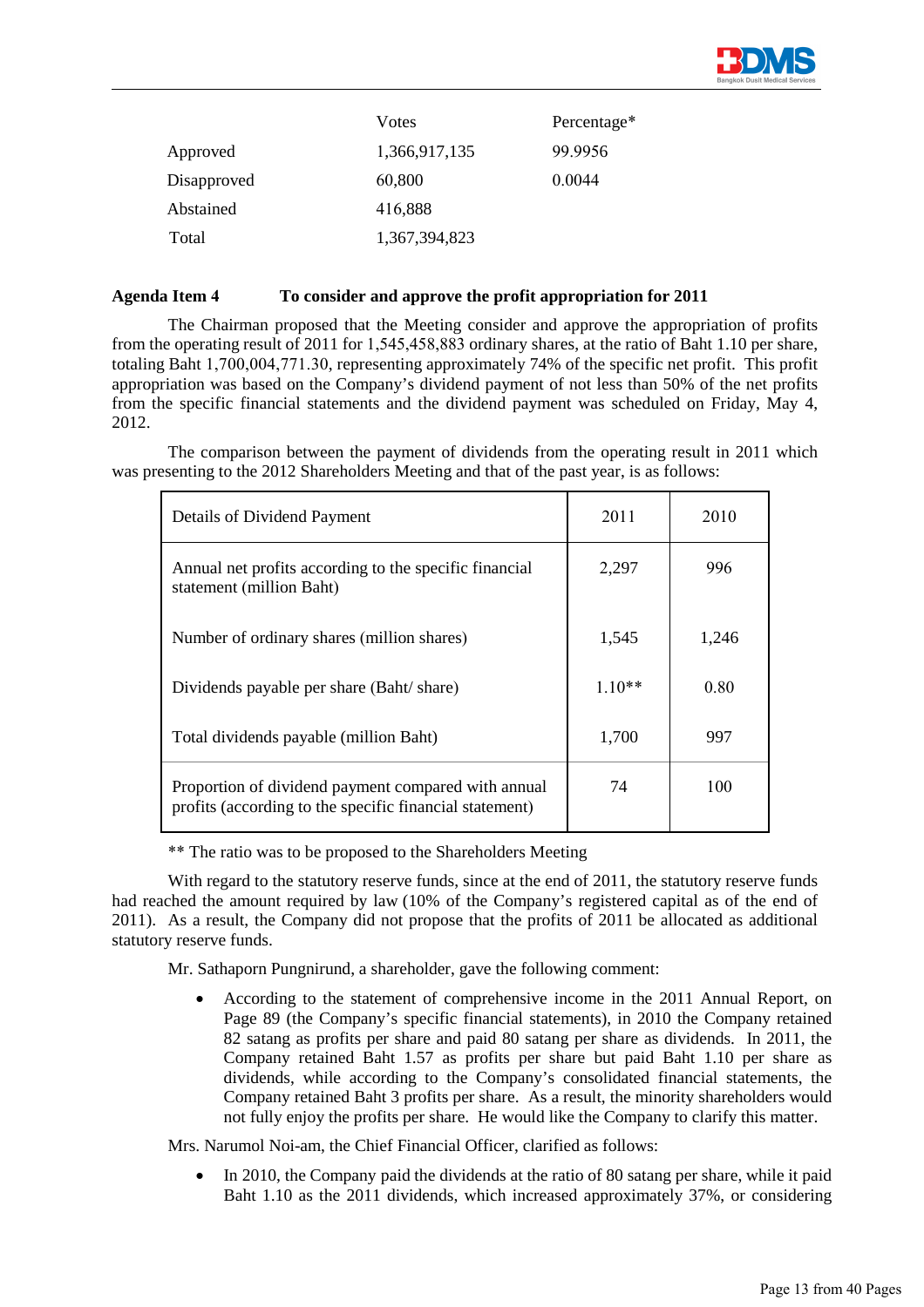| | Votes | Percentage* |
|---|---|---|
| Approved | 1,366,917,135 | 99.9956 |
| Disapproved | 60,800 | 0.0044 |
| Abstained | 416,888 | |
| Total | 1,367,394,823 | |

**Agenda Item 4 To consider and approve the profit appropriation for 2011**

The Chairman proposed that the Meeting consider and approve the appropriation of profits from the operating result of 2011 for 1,545,458,883 ordinary shares, at the ratio of Baht 1.10 per share, totaling Baht 1,700,004,771.30, representing approximately 74% of the specific net profit. This profit appropriation was based on the Company's dividend payment of not less than 50% of the net profits from the specific financial statements and the dividend payment was scheduled on Friday, May 4, 2012.

The comparison between the payment of dividends from the operating result in 2011 which was presenting to the 2012 Shareholders Meeting and that of the past year, is as follows:

| Details of Dividend Payment | 2011 | 2010 |
|---|---|---|
| Annual net profits according to the specific financial statement (million Baht) | 2,297 | 996 |
| Number of ordinary shares (million shares) | 1,545 | 1,246 |
| Dividends payable per share (Baht/ share) | 1.10** | 0.80 |
| Total dividends payable (million Baht) | 1,700 | 997 |
| Proportion of dividend payment compared with annual profits (according to the specific financial statement) | 74 | 100 |

** The ratio was to be proposed to the Shareholders Meeting

With regard to the statutory reserve funds, since at the end of 2011, the statutory reserve funds had reached the amount required by law (10% of the Company's registered capital as of the end of 2011). As a result, the Company did not propose that the profits of 2011 be allocated as additional statutory reserve funds.

Mr. Sathaporn Pungnirund, a shareholder, gave the following comment:

- According to the statement of comprehensive income in the 2011 Annual Report, on Page 89 (the Company's specific financial statements), in 2010 the Company retained 82 satang as profits per share and paid 80 satang per share as dividends. In 2011, the Company retained Baht 1.57 as profits per share but paid Baht 1.10 per share as dividends, while according to the Company's consolidated financial statements, the Company retained Baht 3 profits per share. As a result, the minority shareholders would not fully enjoy the profits per share. He would like the Company to clarify this matter.

Mrs. Narumol Noi-am, the Chief Financial Officer, clarified as follows:

- In 2010, the Company paid the dividends at the ratio of 80 satang per share, while it paid Baht 1.10 as the 2011 dividends, which increased approximately 37%, or considering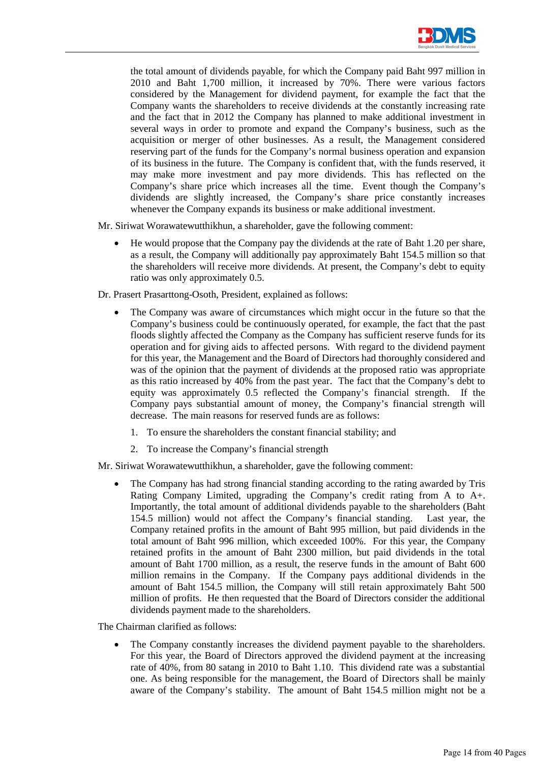the total amount of dividends payable, for which the Company paid Baht 997 million in 2010 and Baht 1,700 million, it increased by 70%. There were various factors considered by the Management for dividend payment, for example the fact that the Company wants the shareholders to receive dividends at the constantly increasing rate and the fact that in 2012 the Company has planned to make additional investment in several ways in order to promote and expand the Company's business, such as the acquisition or merger of other businesses. As a result, the Management considered reserving part of the funds for the Company's normal business operation and expansion of its business in the future. The Company is confident that, with the funds reserved, it may make more investment and pay more dividends. This has reflected on the Company's share price which increases all the time. Event though the Company's dividends are slightly increased, the Company's share price constantly increases whenever the Company expands its business or make additional investment.

Mr. Siriwat Worawatewutthikhun, a shareholder, gave the following comment:

- He would propose that the Company pay the dividends at the rate of Baht 1.20 per share, as a result, the Company will additionally pay approximately Baht 154.5 million so that the shareholders will receive more dividends. At present, the Company's debt to equity ratio was only approximately 0.5.

Dr. Prasert Prasarttong-Osoth, President, explained as follows:

- The Company was aware of circumstances which might occur in the future so that the Company's business could be continuously operated, for example, the fact that the past floods slightly affected the Company as the Company has sufficient reserve funds for its operation and for giving aids to affected persons. With regard to the dividend payment for this year, the Management and the Board of Directors had thoroughly considered and was of the opinion that the payment of dividends at the proposed ratio was appropriate as this ratio increased by 40% from the past year. The fact that the Company's debt to equity was approximately 0.5 reflected the Company's financial strength. If the Company pays substantial amount of money, the Company's financial strength will decrease. The main reasons for reserved funds are as follows:

  1. To ensure the shareholders the constant financial stability; and
  2. To increase the Company's financial strength

Mr. Siriwat Worawatewutthikhun, a shareholder, gave the following comment:

- The Company has had strong financial standing according to the rating awarded by Tris Rating Company Limited, upgrading the Company's credit rating from A to A+. Importantly, the total amount of additional dividends payable to the shareholders (Baht 154.5 million) would not affect the Company's financial standing. Last year, the Company retained profits in the amount of Baht 995 million, but paid dividends in the total amount of Baht 996 million, which exceeded 100%. For this year, the Company retained profits in the amount of Baht 2300 million, but paid dividends in the total amount of Baht 1700 million, as a result, the reserve funds in the amount of Baht 600 million remains in the Company. If the Company pays additional dividends in the amount of Baht 154.5 million, the Company will still retain approximately Baht 500 million of profits. He then requested that the Board of Directors consider the additional dividends payment made to the shareholders.

The Chairman clarified as follows:

- The Company constantly increases the dividend payment payable to the shareholders. For this year, the Board of Directors approved the dividend payment at the increasing rate of 40%, from 80 satang in 2010 to Baht 1.10. This dividend rate was a substantial one. As being responsible for the management, the Board of Directors shall be mainly aware of the Company's stability. The amount of Baht 154.5 million might not be a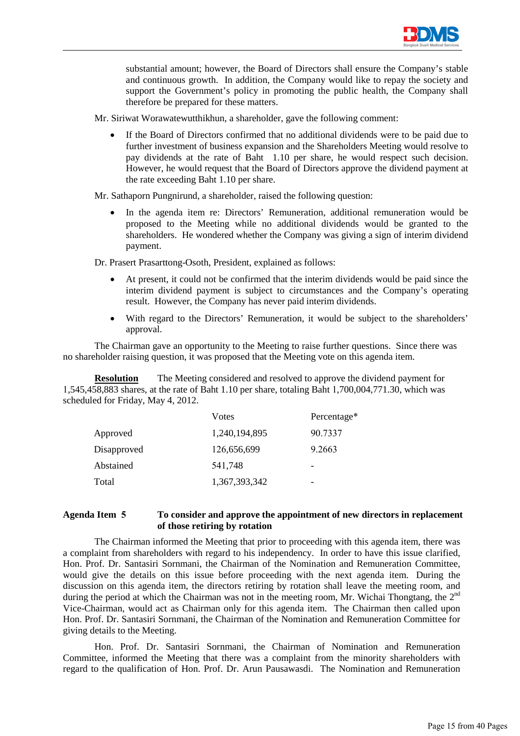substantial amount; however, the Board of Directors shall ensure the Company's stable and continuous growth. In addition, the Company would like to repay the society and support the Government's policy in promoting the public health, the Company shall therefore be prepared for these matters.

Mr. Siriwat Worawatewutthikhun, a shareholder, gave the following comment:

- If the Board of Directors confirmed that no additional dividends were to be paid due to further investment of business expansion and the Shareholders Meeting would resolve to pay dividends at the rate of Baht 1.10 per share, he would respect such decision. However, he would request that the Board of Directors approve the dividend payment at the rate exceeding Baht 1.10 per share.

Mr. Sathaporn Pungnirund, a shareholder, raised the following question:

- In the agenda item re: Directors' Remuneration, additional remuneration would be proposed to the Meeting while no additional dividends would be granted to the shareholders. He wondered whether the Company was giving a sign of interim dividend payment.

Dr. Prasert Prasarttong-Osoth, President, explained as follows:

- At present, it could not be confirmed that the interim dividends would be paid since the interim dividend payment is subject to circumstances and the Company's operating result. However, the Company has never paid interim dividends.
- With regard to the Directors' Remuneration, it would be subject to the shareholders' approval.

The Chairman gave an opportunity to the Meeting to raise further questions. Since there was no shareholder raising question, it was proposed that the Meeting vote on this agenda item.

**Resolution** The Meeting considered and resolved to approve the dividend payment for 1,545,458,883 shares, at the rate of Baht 1.10 per share, totaling Baht 1,700,004,771.30, which was scheduled for Friday, May 4, 2012.

| | Votes | Percentage* |
|---|---|---|
| Approved | 1,240,194,895 | 90.7337 |
| Disapproved | 126,656,699 | 9.2663 |
| Abstained | 541,748 | - |
| Total | 1,367,393,342 | - |

**Agenda Item 5 To consider and approve the appointment of new directors in replacement of those retiring by rotation**

The Chairman informed the Meeting that prior to proceeding with this agenda item, there was a complaint from shareholders with regard to his independency. In order to have this issue clarified, Hon. Prof. Dr. Santasiri Sornmani, the Chairman of the Nomination and Remuneration Committee, would give the details on this issue before proceeding with the next agenda item. During the discussion on this agenda item, the directors retiring by rotation shall leave the meeting room, and during the period at which the Chairman was not in the meeting room, Mr. Wichai Thongtang, the 2nd Vice-Chairman, would act as Chairman only for this agenda item. The Chairman then called upon Hon. Prof. Dr. Santasiri Sornmani, the Chairman of the Nomination and Remuneration Committee for giving details to the Meeting.

Hon. Prof. Dr. Santasiri Sornmani, the Chairman of Nomination and Remuneration Committee, informed the Meeting that there was a complaint from the minority shareholders with regard to the qualification of Hon. Prof. Dr. Arun Pausawasdi. The Nomination and Remuneration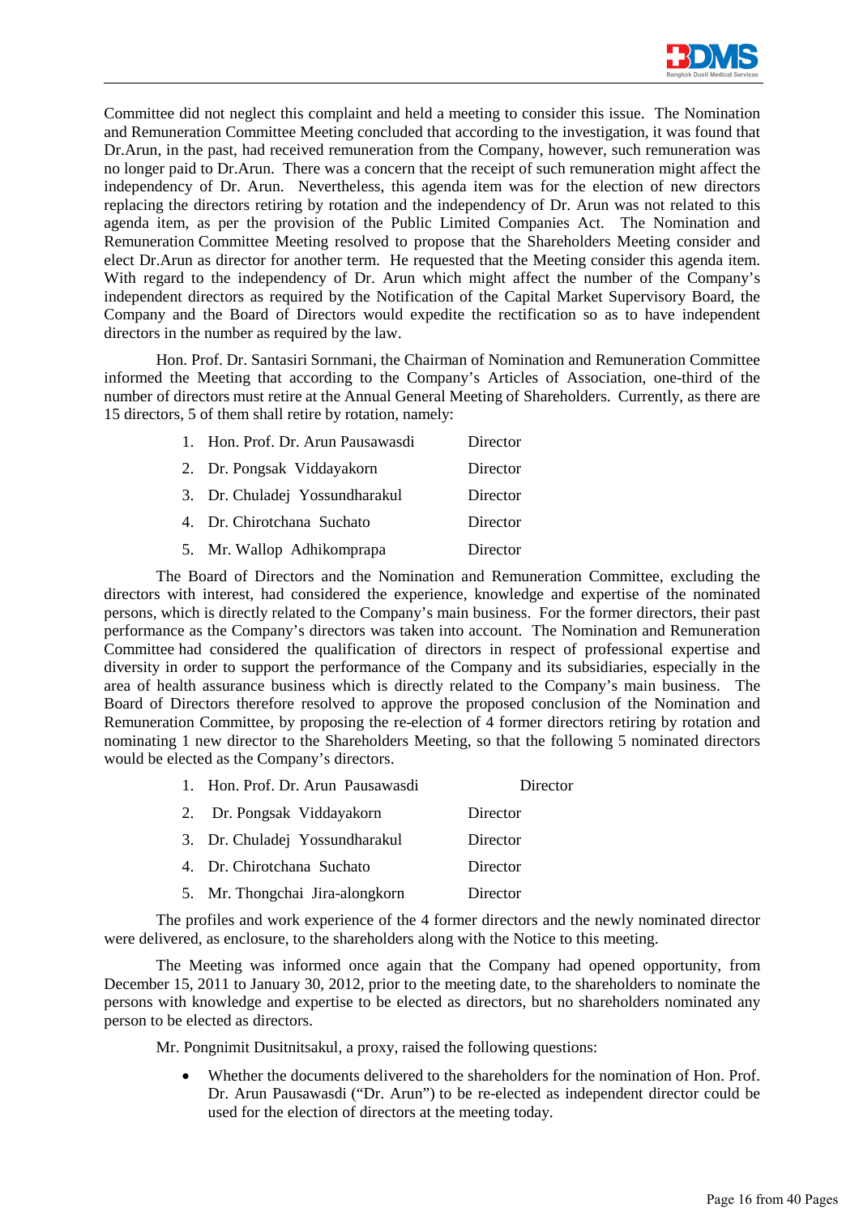Committee did not neglect this complaint and held a meeting to consider this issue. The Nomination and Remuneration Committee Meeting concluded that according to the investigation, it was found that Dr.Arun, in the past, had received remuneration from the Company, however, such remuneration was no longer paid to Dr.Arun. There was a concern that the receipt of such remuneration might affect the independency of Dr. Arun. Nevertheless, this agenda item was for the election of new directors replacing the directors retiring by rotation and the independency of Dr. Arun was not related to this agenda item, as per the provision of the Public Limited Companies Act. The Nomination and Remuneration Committee Meeting resolved to propose that the Shareholders Meeting consider and elect Dr.Arun as director for another term. He requested that the Meeting consider this agenda item. With regard to the independency of Dr. Arun which might affect the number of the Company's independent directors as required by the Notification of the Capital Market Supervisory Board, the Company and the Board of Directors would expedite the rectification so as to have independent directors in the number as required by the law.

Hon. Prof. Dr. Santasiri Sornmani, the Chairman of Nomination and Remuneration Committee informed the Meeting that according to the Company's Articles of Association, one-third of the number of directors must retire at the Annual General Meeting of Shareholders. Currently, as there are 15 directors, 5 of them shall retire by rotation, namely:

1. Hon. Prof. Dr. Arun Pausawasdi — Director
2. Dr. Pongsak Viddayakorn — Director
3. Dr. Chuladej Yossundharakul — Director
4. Dr. Chirotchana Suchato — Director
5. Mr. Wallop Adhikomprapa — Director

The Board of Directors and the Nomination and Remuneration Committee, excluding the directors with interest, had considered the experience, knowledge and expertise of the nominated persons, which is directly related to the Company's main business. For the former directors, their past performance as the Company's directors was taken into account. The Nomination and Remuneration Committee had considered the qualification of directors in respect of professional expertise and diversity in order to support the performance of the Company and its subsidiaries, especially in the area of health assurance business which is directly related to the Company's main business. The Board of Directors therefore resolved to approve the proposed conclusion of the Nomination and Remuneration Committee, by proposing the re-election of 4 former directors retiring by rotation and nominating 1 new director to the Shareholders Meeting, so that the following 5 nominated directors would be elected as the Company's directors.

1. Hon. Prof. Dr. Arun Pausawasdi — Director
2. Dr. Pongsak Viddayakorn — Director
3. Dr. Chuladej Yossundharakul — Director
4. Dr. Chirotchana Suchato — Director
5. Mr. Thongchai Jira-alongkorn — Director

The profiles and work experience of the 4 former directors and the newly nominated director were delivered, as enclosure, to the shareholders along with the Notice to this meeting.

The Meeting was informed once again that the Company had opened opportunity, from December 15, 2011 to January 30, 2012, prior to the meeting date, to the shareholders to nominate the persons with knowledge and expertise to be elected as directors, but no shareholders nominated any person to be elected as directors.

Mr. Pongnimit Dusitnitsakul, a proxy, raised the following questions:

- Whether the documents delivered to the shareholders for the nomination of Hon. Prof. Dr. Arun Pausawasdi ("Dr. Arun") to be re-elected as independent director could be used for the election of directors at the meeting today.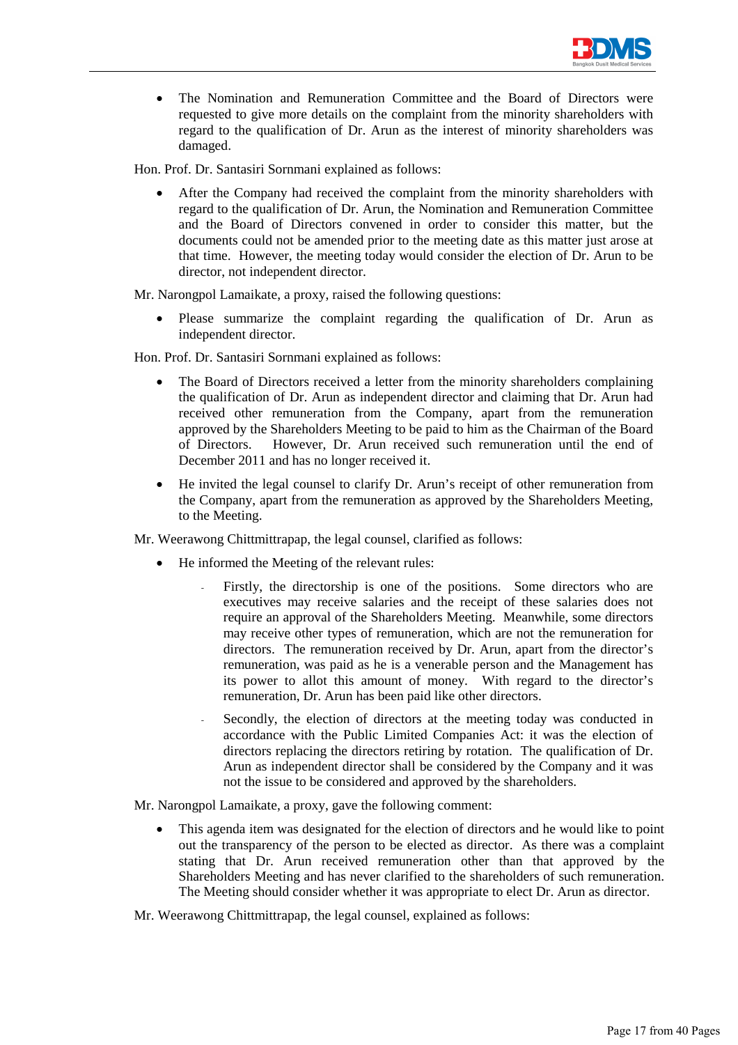- The Nomination and Remuneration Committee and the Board of Directors were requested to give more details on the complaint from the minority shareholders with regard to the qualification of Dr. Arun as the interest of minority shareholders was damaged.

Hon. Prof. Dr. Santasiri Sornmani explained as follows:

- After the Company had received the complaint from the minority shareholders with regard to the qualification of Dr. Arun, the Nomination and Remuneration Committee and the Board of Directors convened in order to consider this matter, but the documents could not be amended prior to the meeting date as this matter just arose at that time. However, the meeting today would consider the election of Dr. Arun to be director, not independent director.

Mr. Narongpol Lamaikate, a proxy, raised the following questions:

- Please summarize the complaint regarding the qualification of Dr. Arun as independent director.

Hon. Prof. Dr. Santasiri Sornmani explained as follows:

- The Board of Directors received a letter from the minority shareholders complaining the qualification of Dr. Arun as independent director and claiming that Dr. Arun had received other remuneration from the Company, apart from the remuneration approved by the Shareholders Meeting to be paid to him as the Chairman of the Board of Directors. However, Dr. Arun received such remuneration until the end of December 2011 and has no longer received it.
- He invited the legal counsel to clarify Dr. Arun's receipt of other remuneration from the Company, apart from the remuneration as approved by the Shareholders Meeting, to the Meeting.

Mr. Weerawong Chittmittrapap, the legal counsel, clarified as follows:

- He informed the Meeting of the relevant rules:
  - Firstly, the directorship is one of the positions. Some directors who are executives may receive salaries and the receipt of these salaries does not require an approval of the Shareholders Meeting. Meanwhile, some directors may receive other types of remuneration, which are not the remuneration for directors. The remuneration received by Dr. Arun, apart from the director's remuneration, was paid as he is a venerable person and the Management has its power to allot this amount of money. With regard to the director's remuneration, Dr. Arun has been paid like other directors.
  - Secondly, the election of directors at the meeting today was conducted in accordance with the Public Limited Companies Act: it was the election of directors replacing the directors retiring by rotation. The qualification of Dr. Arun as independent director shall be considered by the Company and it was not the issue to be considered and approved by the shareholders.

Mr. Narongpol Lamaikate, a proxy, gave the following comment:

- This agenda item was designated for the election of directors and he would like to point out the transparency of the person to be elected as director. As there was a complaint stating that Dr. Arun received remuneration other than that approved by the Shareholders Meeting and has never clarified to the shareholders of such remuneration. The Meeting should consider whether it was appropriate to elect Dr. Arun as director.

Mr. Weerawong Chittmittrapap, the legal counsel, explained as follows: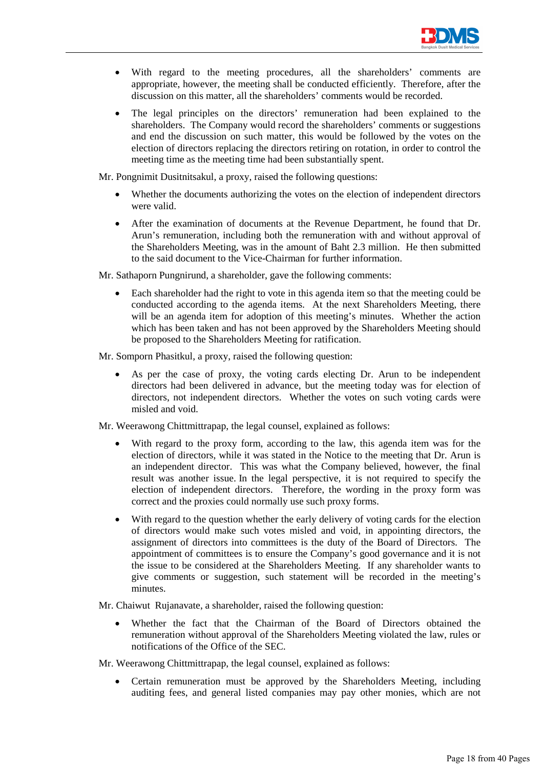- With regard to the meeting procedures, all the shareholders' comments are appropriate, however, the meeting shall be conducted efficiently. Therefore, after the discussion on this matter, all the shareholders' comments would be recorded.

- The legal principles on the directors' remuneration had been explained to the shareholders. The Company would record the shareholders' comments or suggestions and end the discussion on such matter, this would be followed by the votes on the election of directors replacing the directors retiring on rotation, in order to control the meeting time as the meeting time had been substantially spent.

Mr. Pongnimit Dusitnitsakul, a proxy, raised the following questions:

- Whether the documents authorizing the votes on the election of independent directors were valid.

- After the examination of documents at the Revenue Department, he found that Dr. Arun's remuneration, including both the remuneration with and without approval of the Shareholders Meeting, was in the amount of Baht 2.3 million. He then submitted to the said document to the Vice-Chairman for further information.

Mr. Sathaporn Pungnirund, a shareholder, gave the following comments:

- Each shareholder had the right to vote in this agenda item so that the meeting could be conducted according to the agenda items. At the next Shareholders Meeting, there will be an agenda item for adoption of this meeting's minutes. Whether the action which has been taken and has not been approved by the Shareholders Meeting should be proposed to the Shareholders Meeting for ratification.

Mr. Somporn Phasitkul, a proxy, raised the following question:

- As per the case of proxy, the voting cards electing Dr. Arun to be independent directors had been delivered in advance, but the meeting today was for election of directors, not independent directors. Whether the votes on such voting cards were misled and void.

Mr. Weerawong Chittmittrapap, the legal counsel, explained as follows:

- With regard to the proxy form, according to the law, this agenda item was for the election of directors, while it was stated in the Notice to the meeting that Dr. Arun is an independent director. This was what the Company believed, however, the final result was another issue. In the legal perspective, it is not required to specify the election of independent directors. Therefore, the wording in the proxy form was correct and the proxies could normally use such proxy forms.

- With regard to the question whether the early delivery of voting cards for the election of directors would make such votes misled and void, in appointing directors, the assignment of directors into committees is the duty of the Board of Directors. The appointment of committees is to ensure the Company's good governance and it is not the issue to be considered at the Shareholders Meeting. If any shareholder wants to give comments or suggestion, such statement will be recorded in the meeting's minutes.

Mr. Chaiwut Rujanavate, a shareholder, raised the following question:

- Whether the fact that the Chairman of the Board of Directors obtained the remuneration without approval of the Shareholders Meeting violated the law, rules or notifications of the Office of the SEC.

Mr. Weerawong Chittmittrapap, the legal counsel, explained as follows:

- Certain remuneration must be approved by the Shareholders Meeting, including auditing fees, and general listed companies may pay other monies, which are not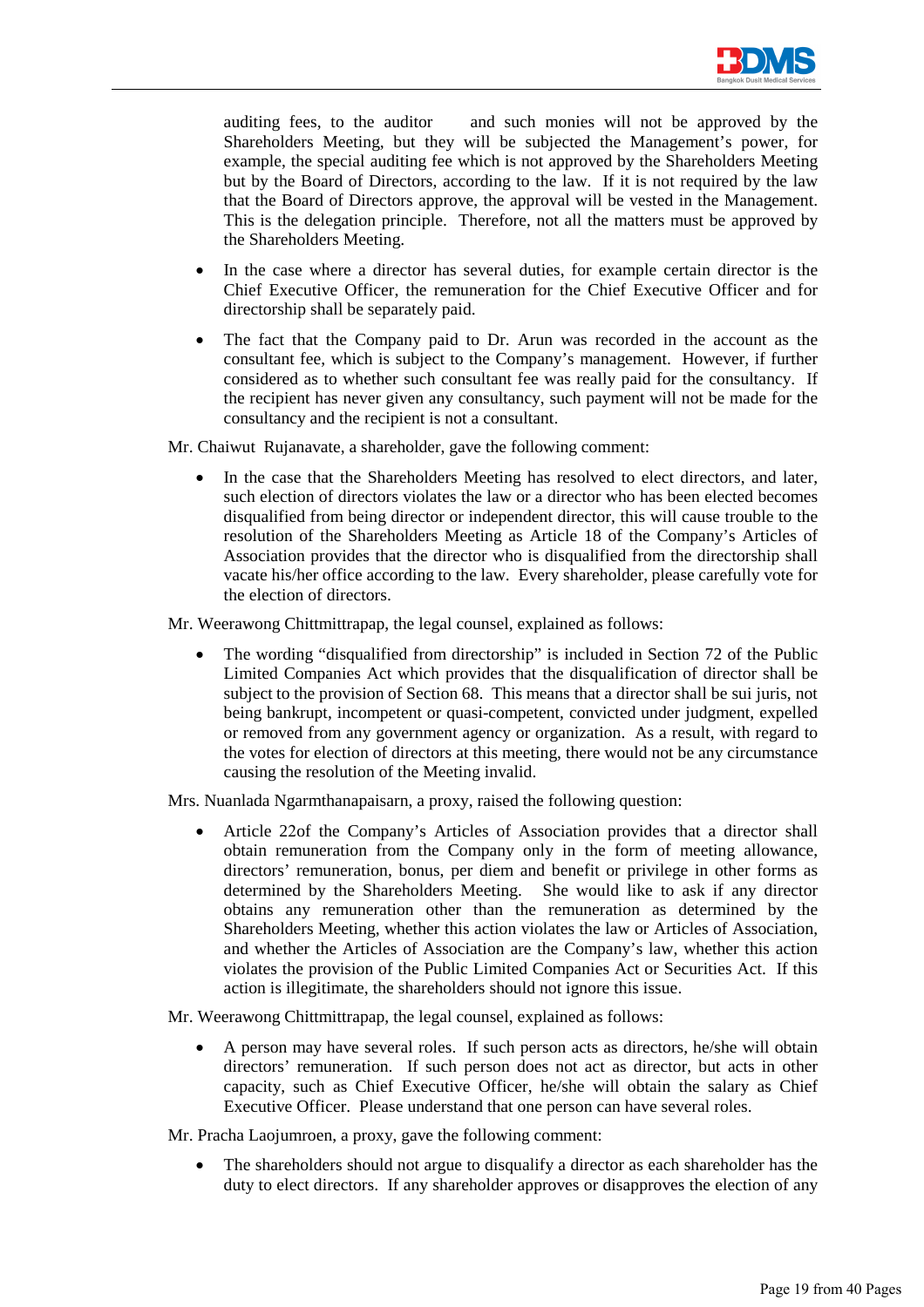auditing fees, to the auditor and such monies will not be approved by the Shareholders Meeting, but they will be subjected the Management's power, for example, the special auditing fee which is not approved by the Shareholders Meeting but by the Board of Directors, according to the law. If it is not required by the law that the Board of Directors approve, the approval will be vested in the Management. This is the delegation principle. Therefore, not all the matters must be approved by the Shareholders Meeting.

- In the case where a director has several duties, for example certain director is the Chief Executive Officer, the remuneration for the Chief Executive Officer and for directorship shall be separately paid.
- The fact that the Company paid to Dr. Arun was recorded in the account as the consultant fee, which is subject to the Company's management. However, if further considered as to whether such consultant fee was really paid for the consultancy. If the recipient has never given any consultancy, such payment will not be made for the consultancy and the recipient is not a consultant.

Mr. Chaiwut Rujanavate, a shareholder, gave the following comment:

- In the case that the Shareholders Meeting has resolved to elect directors, and later, such election of directors violates the law or a director who has been elected becomes disqualified from being director or independent director, this will cause trouble to the resolution of the Shareholders Meeting as Article 18 of the Company's Articles of Association provides that the director who is disqualified from the directorship shall vacate his/her office according to the law. Every shareholder, please carefully vote for the election of directors.

Mr. Weerawong Chittmittrapap, the legal counsel, explained as follows:

- The wording "disqualified from directorship" is included in Section 72 of the Public Limited Companies Act which provides that the disqualification of director shall be subject to the provision of Section 68. This means that a director shall be sui juris, not being bankrupt, incompetent or quasi-competent, convicted under judgment, expelled or removed from any government agency or organization. As a result, with regard to the votes for election of directors at this meeting, there would not be any circumstance causing the resolution of the Meeting invalid.

Mrs. Nuanlada Ngarmthanapaisarn, a proxy, raised the following question:

- Article 22of the Company's Articles of Association provides that a director shall obtain remuneration from the Company only in the form of meeting allowance, directors' remuneration, bonus, per diem and benefit or privilege in other forms as determined by the Shareholders Meeting. She would like to ask if any director obtains any remuneration other than the remuneration as determined by the Shareholders Meeting, whether this action violates the law or Articles of Association, and whether the Articles of Association are the Company's law, whether this action violates the provision of the Public Limited Companies Act or Securities Act. If this action is illegitimate, the shareholders should not ignore this issue.

Mr. Weerawong Chittmittrapap, the legal counsel, explained as follows:

- A person may have several roles. If such person acts as directors, he/she will obtain directors' remuneration. If such person does not act as director, but acts in other capacity, such as Chief Executive Officer, he/she will obtain the salary as Chief Executive Officer. Please understand that one person can have several roles.

Mr. Pracha Laojumroen, a proxy, gave the following comment:

- The shareholders should not argue to disqualify a director as each shareholder has the duty to elect directors. If any shareholder approves or disapproves the election of any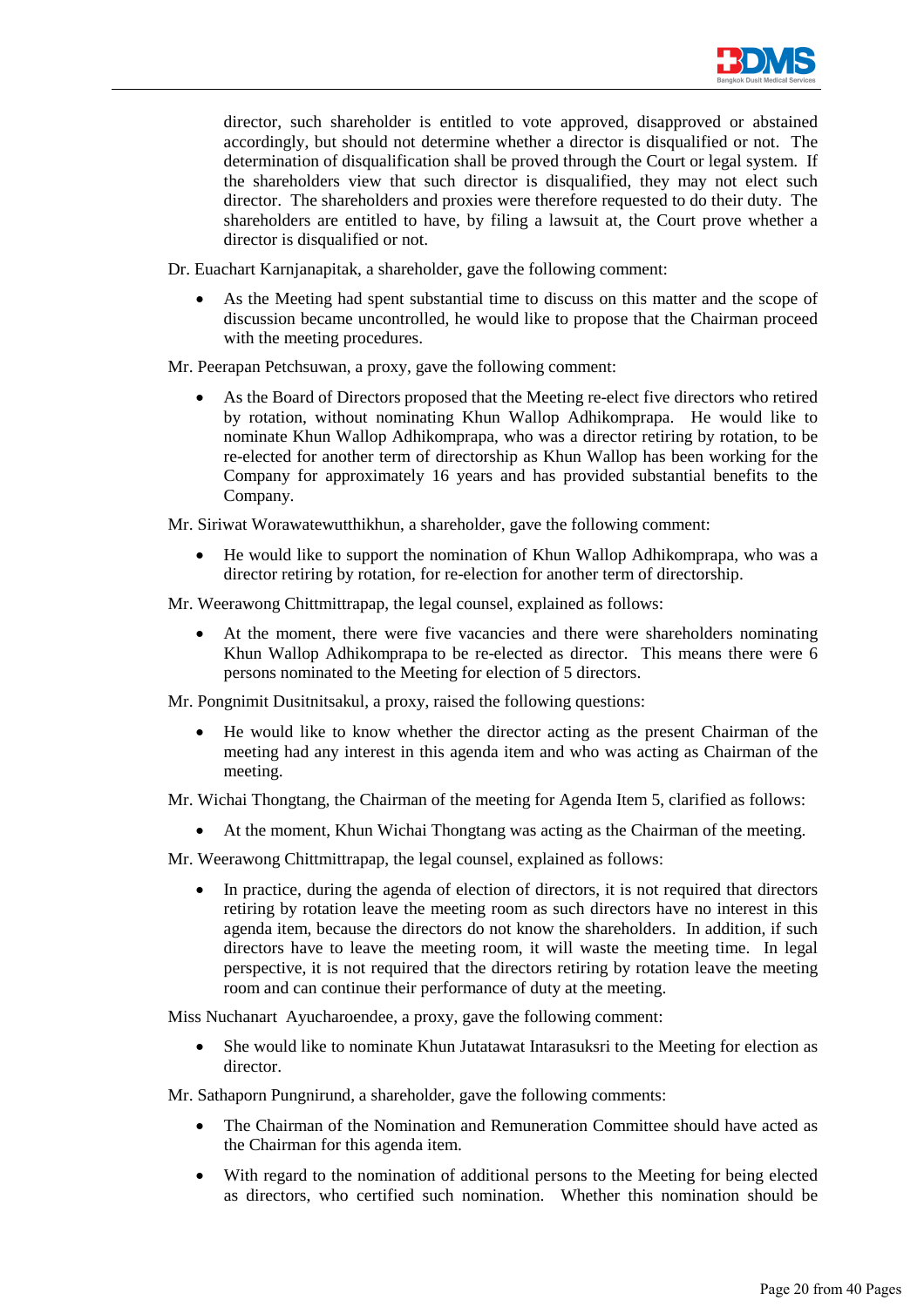director, such shareholder is entitled to vote approved, disapproved or abstained accordingly, but should not determine whether a director is disqualified or not. The determination of disqualification shall be proved through the Court or legal system. If the shareholders view that such director is disqualified, they may not elect such director. The shareholders and proxies were therefore requested to do their duty. The shareholders are entitled to have, by filing a lawsuit at, the Court prove whether a director is disqualified or not.

Dr. Euachart Karnjanapitak, a shareholder, gave the following comment:

- As the Meeting had spent substantial time to discuss on this matter and the scope of discussion became uncontrolled, he would like to propose that the Chairman proceed with the meeting procedures.

Mr. Peerapan Petchsuwan, a proxy, gave the following comment:

- As the Board of Directors proposed that the Meeting re-elect five directors who retired by rotation, without nominating Khun Wallop Adhikomprapa. He would like to nominate Khun Wallop Adhikomprapa, who was a director retiring by rotation, to be re-elected for another term of directorship as Khun Wallop has been working for the Company for approximately 16 years and has provided substantial benefits to the Company.

Mr. Siriwat Worawatewutthikhun, a shareholder, gave the following comment:

- He would like to support the nomination of Khun Wallop Adhikomprapa, who was a director retiring by rotation, for re-election for another term of directorship.

Mr. Weerawong Chittmittrapap, the legal counsel, explained as follows:

- At the moment, there were five vacancies and there were shareholders nominating Khun Wallop Adhikomprapa to be re-elected as director. This means there were 6 persons nominated to the Meeting for election of 5 directors.

Mr. Pongnimit Dusitnitsakul, a proxy, raised the following questions:

- He would like to know whether the director acting as the present Chairman of the meeting had any interest in this agenda item and who was acting as Chairman of the meeting.

Mr. Wichai Thongtang, the Chairman of the meeting for Agenda Item 5, clarified as follows:

- At the moment, Khun Wichai Thongtang was acting as the Chairman of the meeting.

Mr. Weerawong Chittmittrapap, the legal counsel, explained as follows:

- In practice, during the agenda of election of directors, it is not required that directors retiring by rotation leave the meeting room as such directors have no interest in this agenda item, because the directors do not know the shareholders. In addition, if such directors have to leave the meeting room, it will waste the meeting time. In legal perspective, it is not required that the directors retiring by rotation leave the meeting room and can continue their performance of duty at the meeting.

Miss Nuchanart Ayucharoendee, a proxy, gave the following comment:

- She would like to nominate Khun Jutatawat Intarasuksri to the Meeting for election as director.

Mr. Sathaporn Pungnirund, a shareholder, gave the following comments:

- The Chairman of the Nomination and Remuneration Committee should have acted as the Chairman for this agenda item.
- With regard to the nomination of additional persons to the Meeting for being elected as directors, who certified such nomination. Whether this nomination should be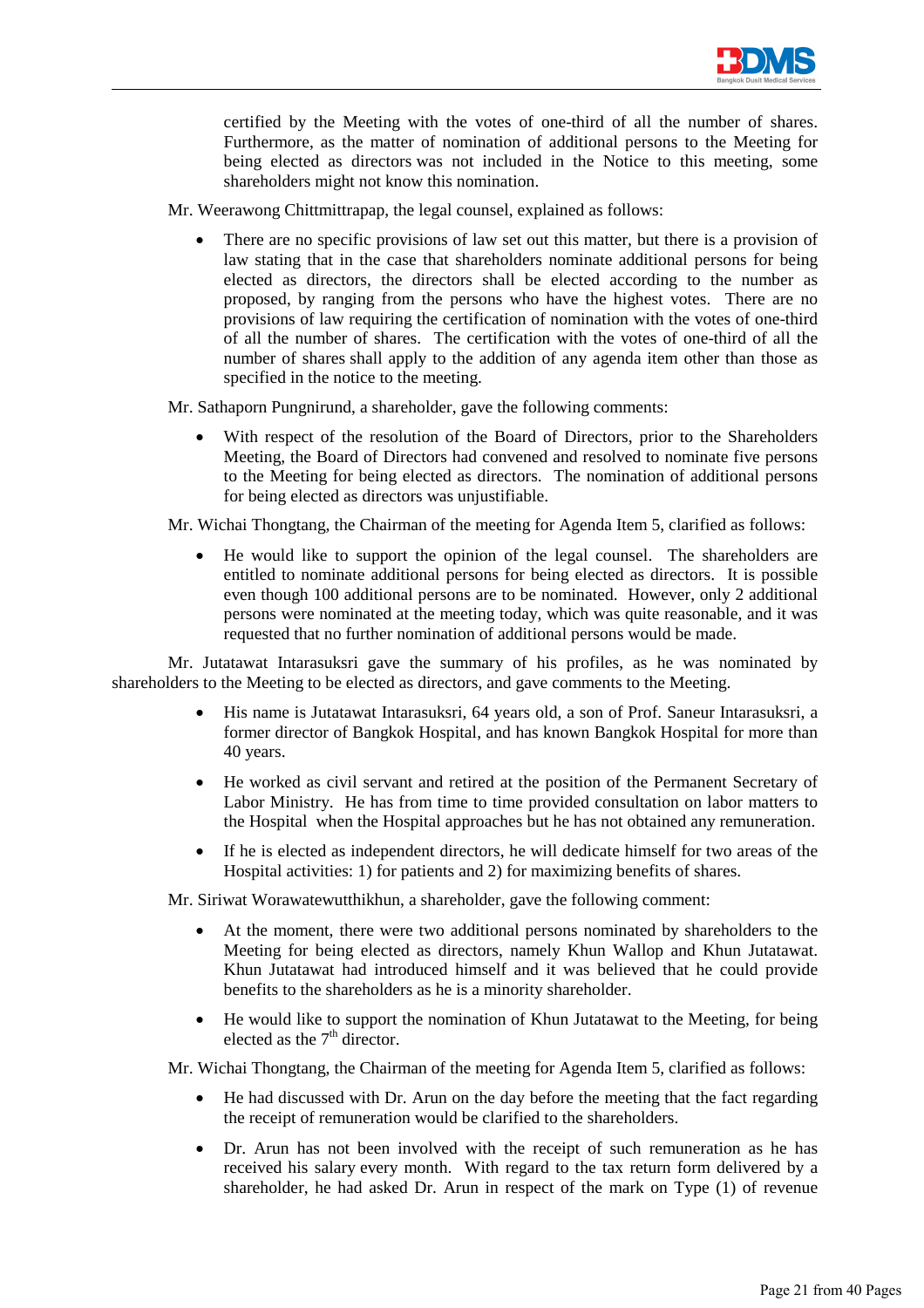certified by the Meeting with the votes of one-third of all the number of shares. Furthermore, as the matter of nomination of additional persons to the Meeting for being elected as directors was not included in the Notice to this meeting, some shareholders might not know this nomination.

Mr. Weerawong Chittmittrapap, the legal counsel, explained as follows:

- There are no specific provisions of law set out this matter, but there is a provision of law stating that in the case that shareholders nominate additional persons for being elected as directors, the directors shall be elected according to the number as proposed, by ranging from the persons who have the highest votes. There are no provisions of law requiring the certification of nomination with the votes of one-third of all the number of shares. The certification with the votes of one-third of all the number of shares shall apply to the addition of any agenda item other than those as specified in the notice to the meeting.

Mr. Sathaporn Pungnirund, a shareholder, gave the following comments:

- With respect of the resolution of the Board of Directors, prior to the Shareholders Meeting, the Board of Directors had convened and resolved to nominate five persons to the Meeting for being elected as directors. The nomination of additional persons for being elected as directors was unjustifiable.

Mr. Wichai Thongtang, the Chairman of the meeting for Agenda Item 5, clarified as follows:

- He would like to support the opinion of the legal counsel. The shareholders are entitled to nominate additional persons for being elected as directors. It is possible even though 100 additional persons are to be nominated. However, only 2 additional persons were nominated at the meeting today, which was quite reasonable, and it was requested that no further nomination of additional persons would be made.

Mr. Jutatawat Intarasuksri gave the summary of his profiles, as he was nominated by shareholders to the Meeting to be elected as directors, and gave comments to the Meeting.

- His name is Jutatawat Intarasuksri, 64 years old, a son of Prof. Saneur Intarasuksri, a former director of Bangkok Hospital, and has known Bangkok Hospital for more than 40 years.
- He worked as civil servant and retired at the position of the Permanent Secretary of Labor Ministry. He has from time to time provided consultation on labor matters to the Hospital when the Hospital approaches but he has not obtained any remuneration.
- If he is elected as independent directors, he will dedicate himself for two areas of the Hospital activities: 1) for patients and 2) for maximizing benefits of shares.

Mr. Siriwat Worawatewutthikhun, a shareholder, gave the following comment:

- At the moment, there were two additional persons nominated by shareholders to the Meeting for being elected as directors, namely Khun Wallop and Khun Jutatawat. Khun Jutatawat had introduced himself and it was believed that he could provide benefits to the shareholders as he is a minority shareholder.
- He would like to support the nomination of Khun Jutatawat to the Meeting, for being elected as the 7th director.

Mr. Wichai Thongtang, the Chairman of the meeting for Agenda Item 5, clarified as follows:

- He had discussed with Dr. Arun on the day before the meeting that the fact regarding the receipt of remuneration would be clarified to the shareholders.
- Dr. Arun has not been involved with the receipt of such remuneration as he has received his salary every month. With regard to the tax return form delivered by a shareholder, he had asked Dr. Arun in respect of the mark on Type (1) of revenue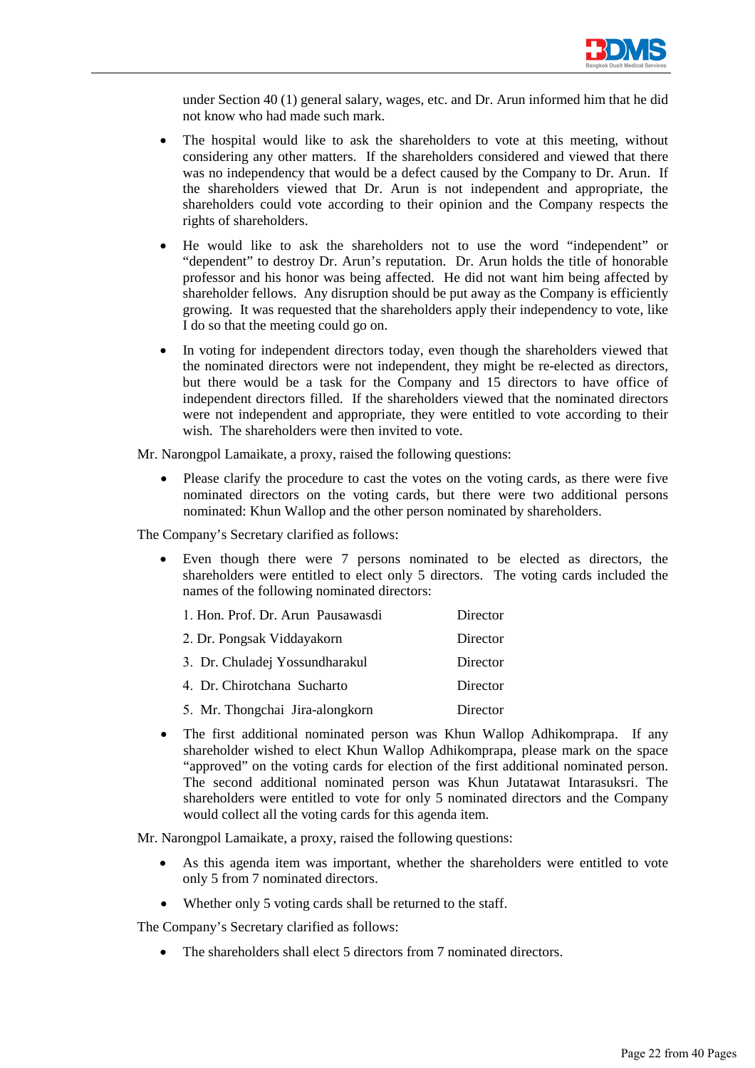under Section 40 (1) general salary, wages, etc. and Dr. Arun informed him that he did not know who had made such mark.

- The hospital would like to ask the shareholders to vote at this meeting, without considering any other matters. If the shareholders considered and viewed that there was no independency that would be a defect caused by the Company to Dr. Arun. If the shareholders viewed that Dr. Arun is not independent and appropriate, the shareholders could vote according to their opinion and the Company respects the rights of shareholders.
- He would like to ask the shareholders not to use the word "independent" or "dependent" to destroy Dr. Arun's reputation. Dr. Arun holds the title of honorable professor and his honor was being affected. He did not want him being affected by shareholder fellows. Any disruption should be put away as the Company is efficiently growing. It was requested that the shareholders apply their independency to vote, like I do so that the meeting could go on.
- In voting for independent directors today, even though the shareholders viewed that the nominated directors were not independent, they might be re-elected as directors, but there would be a task for the Company and 15 directors to have office of independent directors filled. If the shareholders viewed that the nominated directors were not independent and appropriate, they were entitled to vote according to their wish. The shareholders were then invited to vote.

Mr. Narongpol Lamaikate, a proxy, raised the following questions:

- Please clarify the procedure to cast the votes on the voting cards, as there were five nominated directors on the voting cards, but there were two additional persons nominated: Khun Wallop and the other person nominated by shareholders.

The Company's Secretary clarified as follows:

- Even though there were 7 persons nominated to be elected as directors, the shareholders were entitled to elect only 5 directors. The voting cards included the names of the following nominated directors:

| | |
|---|---|
| 1. Hon. Prof. Dr. Arun Pausawasdi | Director |
| 2. Dr. Pongsak Viddayakorn | Director |
| 3. Dr. Chuladej Yossundharakul | Director |
| 4. Dr. Chirotchana Sucharto | Director |
| 5. Mr. Thongchai Jira-alongkorn | Director |

- The first additional nominated person was Khun Wallop Adhikomprapa. If any shareholder wished to elect Khun Wallop Adhikomprapa, please mark on the space "approved" on the voting cards for election of the first additional nominated person. The second additional nominated person was Khun Jutatawat Intarasuksri. The shareholders were entitled to vote for only 5 nominated directors and the Company would collect all the voting cards for this agenda item.

Mr. Narongpol Lamaikate, a proxy, raised the following questions:

- As this agenda item was important, whether the shareholders were entitled to vote only 5 from 7 nominated directors.
- Whether only 5 voting cards shall be returned to the staff.

The Company's Secretary clarified as follows:

- The shareholders shall elect 5 directors from 7 nominated directors.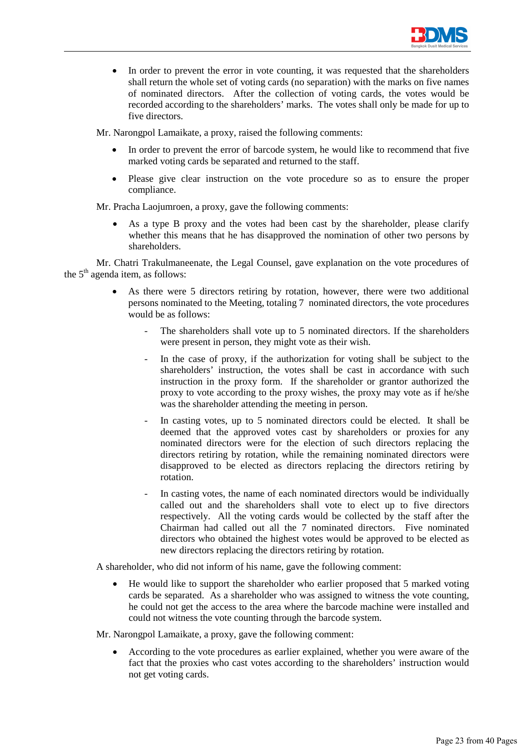- In order to prevent the error in vote counting, it was requested that the shareholders shall return the whole set of voting cards (no separation) with the marks on five names of nominated directors. After the collection of voting cards, the votes would be recorded according to the shareholders' marks. The votes shall only be made for up to five directors.

Mr. Narongpol Lamaikate, a proxy, raised the following comments:

- In order to prevent the error of barcode system, he would like to recommend that five marked voting cards be separated and returned to the staff.
- Please give clear instruction on the vote procedure so as to ensure the proper compliance.

Mr. Pracha Laojumroen, a proxy, gave the following comments:

- As a type B proxy and the votes had been cast by the shareholder, please clarify whether this means that he has disapproved the nomination of other two persons by shareholders.

Mr. Chatri Trakulmaneenate, the Legal Counsel, gave explanation on the vote procedures of the 5th agenda item, as follows:

- As there were 5 directors retiring by rotation, however, there were two additional persons nominated to the Meeting, totaling 7 nominated directors, the vote procedures would be as follows:
  - The shareholders shall vote up to 5 nominated directors. If the shareholders were present in person, they might vote as their wish.
  - In the case of proxy, if the authorization for voting shall be subject to the shareholders' instruction, the votes shall be cast in accordance with such instruction in the proxy form. If the shareholder or grantor authorized the proxy to vote according to the proxy wishes, the proxy may vote as if he/she was the shareholder attending the meeting in person.
  - In casting votes, up to 5 nominated directors could be elected. It shall be deemed that the approved votes cast by shareholders or proxies for any nominated directors were for the election of such directors replacing the directors retiring by rotation, while the remaining nominated directors were disapproved to be elected as directors replacing the directors retiring by rotation.
  - In casting votes, the name of each nominated directors would be individually called out and the shareholders shall vote to elect up to five directors respectively. All the voting cards would be collected by the staff after the Chairman had called out all the 7 nominated directors. Five nominated directors who obtained the highest votes would be approved to be elected as new directors replacing the directors retiring by rotation.

A shareholder, who did not inform of his name, gave the following comment:

- He would like to support the shareholder who earlier proposed that 5 marked voting cards be separated. As a shareholder who was assigned to witness the vote counting, he could not get the access to the area where the barcode machine were installed and could not witness the vote counting through the barcode system.

Mr. Narongpol Lamaikate, a proxy, gave the following comment:

- According to the vote procedures as earlier explained, whether you were aware of the fact that the proxies who cast votes according to the shareholders' instruction would not get voting cards.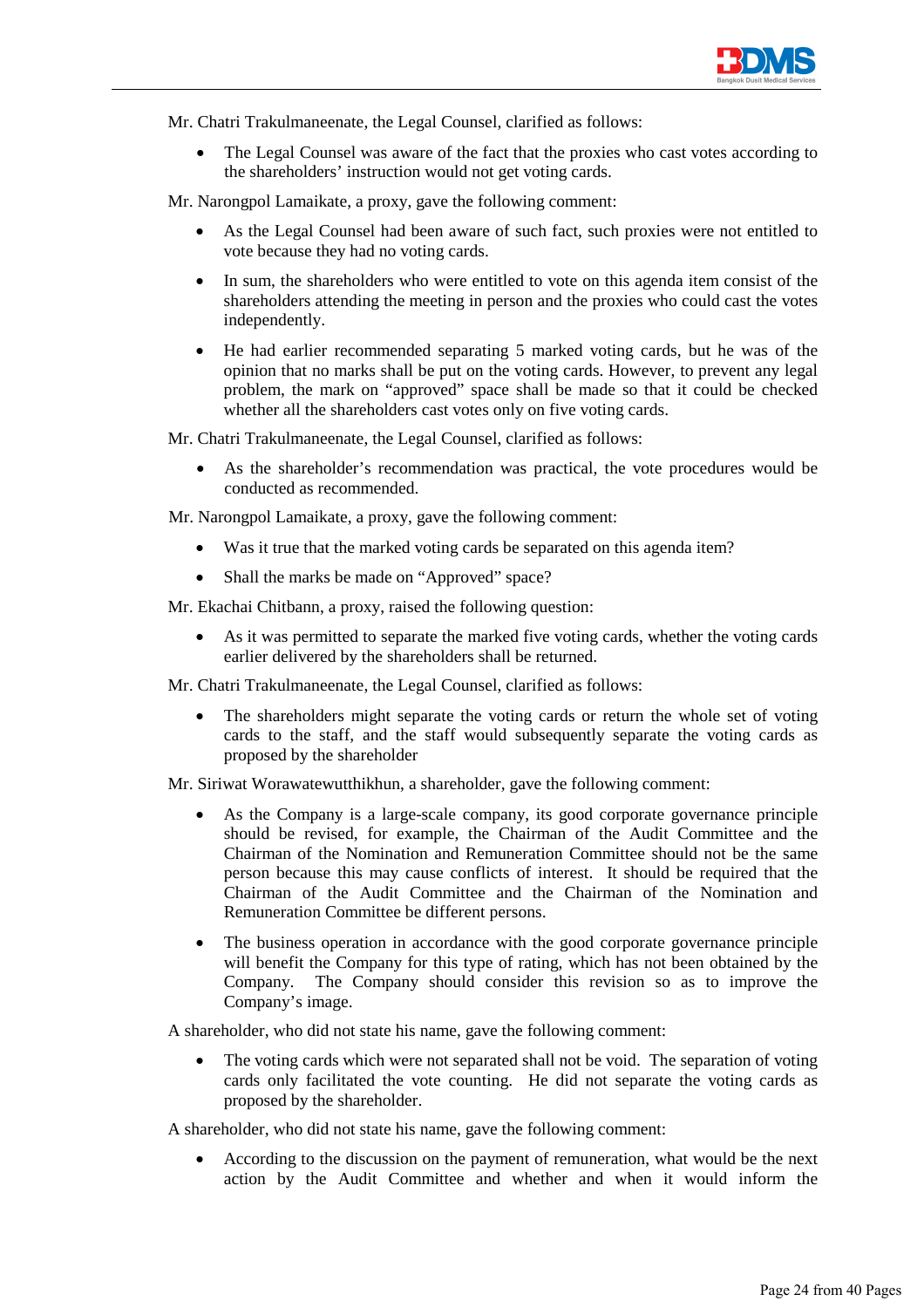Mr. Chatri Trakulmaneenate, the Legal Counsel, clarified as follows:

- The Legal Counsel was aware of the fact that the proxies who cast votes according to the shareholders' instruction would not get voting cards.

Mr. Narongpol Lamaikate, a proxy, gave the following comment:

- As the Legal Counsel had been aware of such fact, such proxies were not entitled to vote because they had no voting cards.
- In sum, the shareholders who were entitled to vote on this agenda item consist of the shareholders attending the meeting in person and the proxies who could cast the votes independently.
- He had earlier recommended separating 5 marked voting cards, but he was of the opinion that no marks shall be put on the voting cards. However, to prevent any legal problem, the mark on "approved" space shall be made so that it could be checked whether all the shareholders cast votes only on five voting cards.

Mr. Chatri Trakulmaneenate, the Legal Counsel, clarified as follows:

- As the shareholder's recommendation was practical, the vote procedures would be conducted as recommended.

Mr. Narongpol Lamaikate, a proxy, gave the following comment:

- Was it true that the marked voting cards be separated on this agenda item?
- Shall the marks be made on "Approved" space?

Mr. Ekachai Chitbann, a proxy, raised the following question:

- As it was permitted to separate the marked five voting cards, whether the voting cards earlier delivered by the shareholders shall be returned.

Mr. Chatri Trakulmaneenate, the Legal Counsel, clarified as follows:

- The shareholders might separate the voting cards or return the whole set of voting cards to the staff, and the staff would subsequently separate the voting cards as proposed by the shareholder

Mr. Siriwat Worawatewutthikhun, a shareholder, gave the following comment:

- As the Company is a large-scale company, its good corporate governance principle should be revised, for example, the Chairman of the Audit Committee and the Chairman of the Nomination and Remuneration Committee should not be the same person because this may cause conflicts of interest. It should be required that the Chairman of the Audit Committee and the Chairman of the Nomination and Remuneration Committee be different persons.
- The business operation in accordance with the good corporate governance principle will benefit the Company for this type of rating, which has not been obtained by the Company. The Company should consider this revision so as to improve the Company's image.

A shareholder, who did not state his name, gave the following comment:

- The voting cards which were not separated shall not be void. The separation of voting cards only facilitated the vote counting. He did not separate the voting cards as proposed by the shareholder.

A shareholder, who did not state his name, gave the following comment:

- According to the discussion on the payment of remuneration, what would be the next action by the Audit Committee and whether and when it would inform the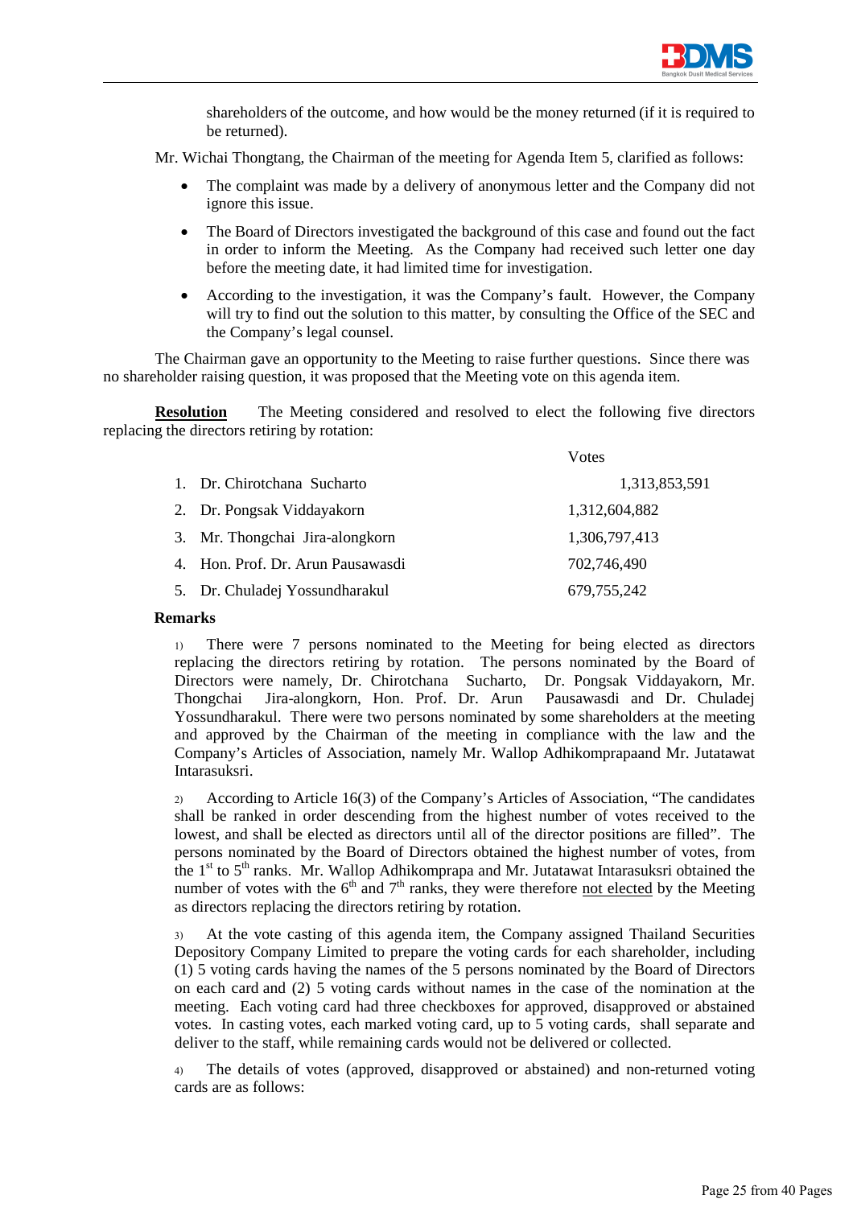shareholders of the outcome, and how would be the money returned (if it is required to be returned).

Mr. Wichai Thongtang, the Chairman of the meeting for Agenda Item 5, clarified as follows:

- The complaint was made by a delivery of anonymous letter and the Company did not ignore this issue.
- The Board of Directors investigated the background of this case and found out the fact in order to inform the Meeting. As the Company had received such letter one day before the meeting date, it had limited time for investigation.
- According to the investigation, it was the Company's fault. However, the Company will try to find out the solution to this matter, by consulting the Office of the SEC and the Company's legal counsel.

The Chairman gave an opportunity to the Meeting to raise further questions. Since there was no shareholder raising question, it was proposed that the Meeting vote on this agenda item.

**<u>Resolution</u>** The Meeting considered and resolved to elect the following five directors replacing the directors retiring by rotation:

| | Votes |
|---|---|
| 1. Dr. Chirotchana Sucharto | 1,313,853,591 |
| 2. Dr. Pongsak Viddayakorn | 1,312,604,882 |
| 3. Mr. Thongchai Jira-alongkorn | 1,306,797,413 |
| 4. Hon. Prof. Dr. Arun Pausawasdi | 702,746,490 |
| 5. Dr. Chuladej Yossundharakul | 679,755,242 |

**Remarks**

1) There were 7 persons nominated to the Meeting for being elected as directors replacing the directors retiring by rotation. The persons nominated by the Board of Directors were namely, Dr. Chirotchana Sucharto, Dr. Pongsak Viddayakorn, Mr. Thongchai Jira-alongkorn, Hon. Prof. Dr. Arun Pausawasdi and Dr. Chuladej Yossundharakul. There were two persons nominated by some shareholders at the meeting and approved by the Chairman of the meeting in compliance with the law and the Company's Articles of Association, namely Mr. Wallop Adhikomprapaand Mr. Jutatawat Intarasuksri.

2) According to Article 16(3) of the Company's Articles of Association, "The candidates shall be ranked in order descending from the highest number of votes received to the lowest, and shall be elected as directors until all of the director positions are filled". The persons nominated by the Board of Directors obtained the highest number of votes, from the 1st to 5th ranks. Mr. Wallop Adhikomprapa and Mr. Jutatawat Intarasuksri obtained the number of votes with the 6th and 7th ranks, they were therefore <u>not elected</u> by the Meeting as directors replacing the directors retiring by rotation.

3) At the vote casting of this agenda item, the Company assigned Thailand Securities Depository Company Limited to prepare the voting cards for each shareholder, including (1) 5 voting cards having the names of the 5 persons nominated by the Board of Directors on each card and (2) 5 voting cards without names in the case of the nomination at the meeting. Each voting card had three checkboxes for approved, disapproved or abstained votes. In casting votes, each marked voting card, up to 5 voting cards, shall separate and deliver to the staff, while remaining cards would not be delivered or collected.

4) The details of votes (approved, disapproved or abstained) and non-returned voting cards are as follows: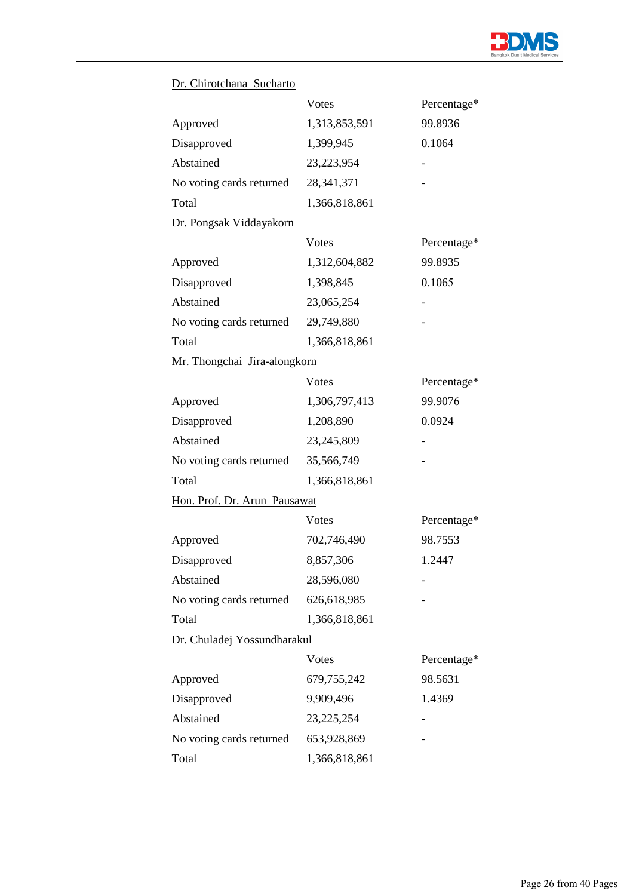Dr. Chirotchana  Sucharto

| | Votes | Percentage* |
|---|---|---|
| Approved | 1,313,853,591 | 99.8936 |
| Disapproved | 1,399,945 | 0.1064 |
| Abstained | 23,223,954 | - |
| No voting cards returned | 28,341,371 | - |
| Total | 1,366,818,861 | |

Dr. Pongsak Viddayakorn

| | Votes | Percentage* |
|---|---|---|
| Approved | 1,312,604,882 | 99.8935 |
| Disapproved | 1,398,845 | 0.1065 |
| Abstained | 23,065,254 | - |
| No voting cards returned | 29,749,880 | - |
| Total | 1,366,818,861 | |

Mr. Thongchai  Jira-alongkorn

| | Votes | Percentage* |
|---|---|---|
| Approved | 1,306,797,413 | 99.9076 |
| Disapproved | 1,208,890 | 0.0924 |
| Abstained | 23,245,809 | - |
| No voting cards returned | 35,566,749 | - |
| Total | 1,366,818,861 | |

Hon. Prof. Dr. Arun  Pausawat

| | Votes | Percentage* |
|---|---|---|
| Approved | 702,746,490 | 98.7553 |
| Disapproved | 8,857,306 | 1.2447 |
| Abstained | 28,596,080 | - |
| No voting cards returned | 626,618,985 | - |
| Total | 1,366,818,861 | |

Dr. Chuladej Yossundharakul

| | Votes | Percentage* |
|---|---|---|
| Approved | 679,755,242 | 98.5631 |
| Disapproved | 9,909,496 | 1.4369 |
| Abstained | 23,225,254 | - |
| No voting cards returned | 653,928,869 | - |
| Total | 1,366,818,861 | |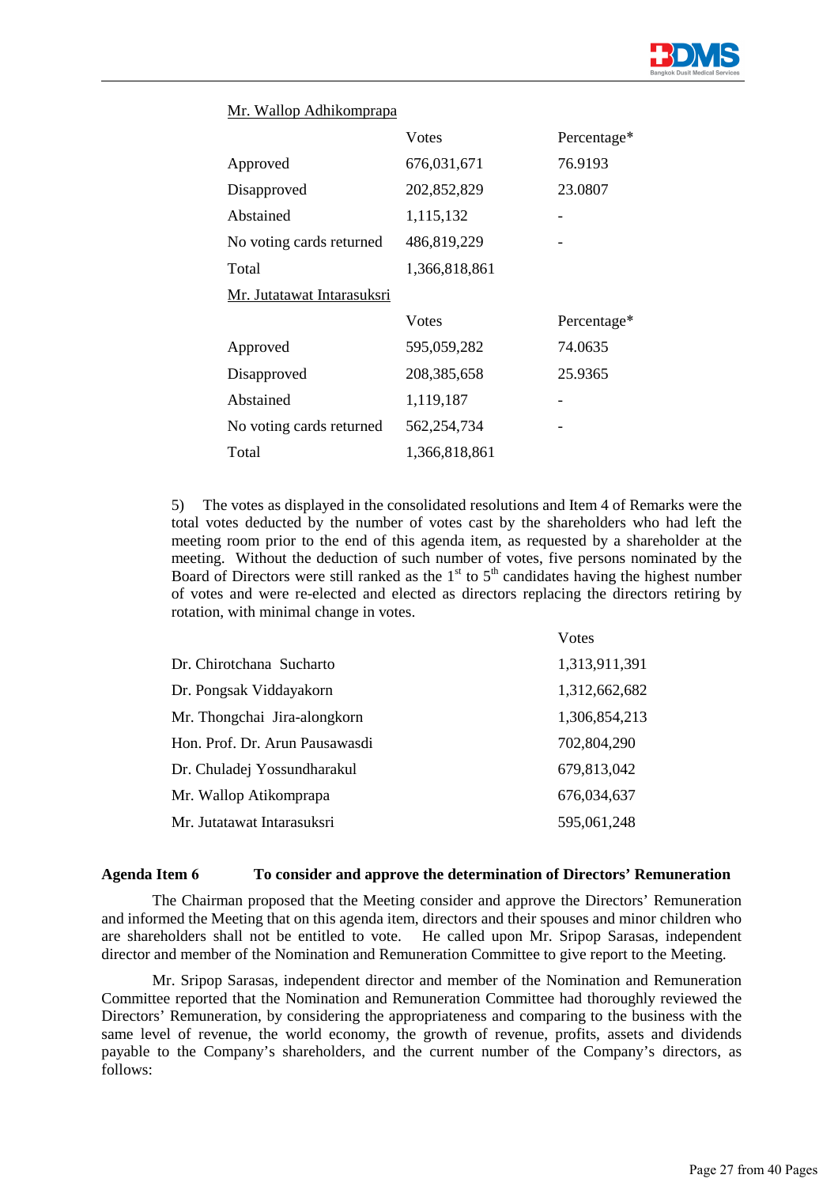Mr. Wallop Adhikomprapa

| | Votes | Percentage* |
|---|---|---|
| Approved | 676,031,671 | 76.9193 |
| Disapproved | 202,852,829 | 23.0807 |
| Abstained | 1,115,132 | - |
| No voting cards returned | 486,819,229 | - |
| Total | 1,366,818,861 | |

Mr. Jutatawat Intarasuksri

| | Votes | Percentage* |
|---|---|---|
| Approved | 595,059,282 | 74.0635 |
| Disapproved | 208,385,658 | 25.9365 |
| Abstained | 1,119,187 | - |
| No voting cards returned | 562,254,734 | - |
| Total | 1,366,818,861 | |

5) The votes as displayed in the consolidated resolutions and Item 4 of Remarks were the total votes deducted by the number of votes cast by the shareholders who had left the meeting room prior to the end of this agenda item, as requested by a shareholder at the meeting. Without the deduction of such number of votes, five persons nominated by the Board of Directors were still ranked as the 1st to 5th candidates having the highest number of votes and were re-elected and elected as directors replacing the directors retiring by rotation, with minimal change in votes.

| | Votes |
|---|---|
| Dr. Chirotchana Sucharto | 1,313,911,391 |
| Dr. Pongsak Viddayakorn | 1,312,662,682 |
| Mr. Thongchai Jira-alongkorn | 1,306,854,213 |
| Hon. Prof. Dr. Arun Pausawasdi | 702,804,290 |
| Dr. Chuladej Yossundharakul | 679,813,042 |
| Mr. Wallop Atikomprapa | 676,034,637 |
| Mr. Jutatawat Intarasuksri | 595,061,248 |

**Agenda Item 6 To consider and approve the determination of Directors' Remuneration**

The Chairman proposed that the Meeting consider and approve the Directors' Remuneration and informed the Meeting that on this agenda item, directors and their spouses and minor children who are shareholders shall not be entitled to vote. He called upon Mr. Sripop Sarasas, independent director and member of the Nomination and Remuneration Committee to give report to the Meeting.

Mr. Sripop Sarasas, independent director and member of the Nomination and Remuneration Committee reported that the Nomination and Remuneration Committee had thoroughly reviewed the Directors' Remuneration, by considering the appropriateness and comparing to the business with the same level of revenue, the world economy, the growth of revenue, profits, assets and dividends payable to the Company's shareholders, and the current number of the Company's directors, as follows: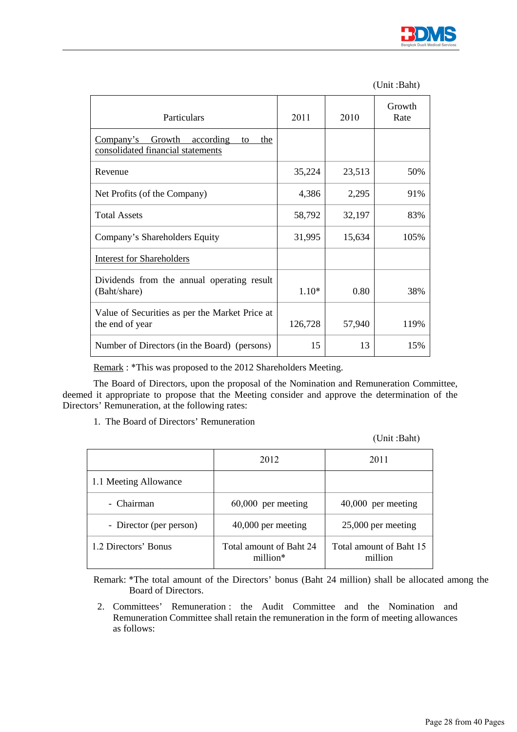(Unit :Baht)

| Particulars | 2011 | 2010 | Growth Rate |
|---|---|---|---|
| Company's Growth according to the consolidated financial statements | | | |
| Revenue | 35,224 | 23,513 | 50% |
| Net Profits (of the Company) | 4,386 | 2,295 | 91% |
| Total Assets | 58,792 | 32,197 | 83% |
| Company's Shareholders Equity | 31,995 | 15,634 | 105% |
| Interest for Shareholders | | | |
| Dividends from the annual operating result (Baht/share) | 1.10* | 0.80 | 38% |
| Value of Securities as per the Market Price at the end of year | 126,728 | 57,940 | 119% |
| Number of Directors (in the Board) (persons) | 15 | 13 | 15% |

Remark : *This was proposed to the 2012 Shareholders Meeting.

The Board of Directors, upon the proposal of the Nomination and Remuneration Committee, deemed it appropriate to propose that the Meeting consider and approve the determination of the Directors' Remuneration, at the following rates:

1. The Board of Directors' Remuneration

(Unit :Baht)

| | 2012 | 2011 |
|---|---|---|
| 1.1 Meeting Allowance | | |
| - Chairman | 60,000 per meeting | 40,000 per meeting |
| - Director (per person) | 40,000 per meeting | 25,000 per meeting |
| 1.2 Directors' Bonus | Total amount of Baht 24 million* | Total amount of Baht 15 million |

Remark: *The total amount of the Directors' bonus (Baht 24 million) shall be allocated among the Board of Directors.

2. Committees' Remuneration : the Audit Committee and the Nomination and Remuneration Committee shall retain the remuneration in the form of meeting allowances as follows: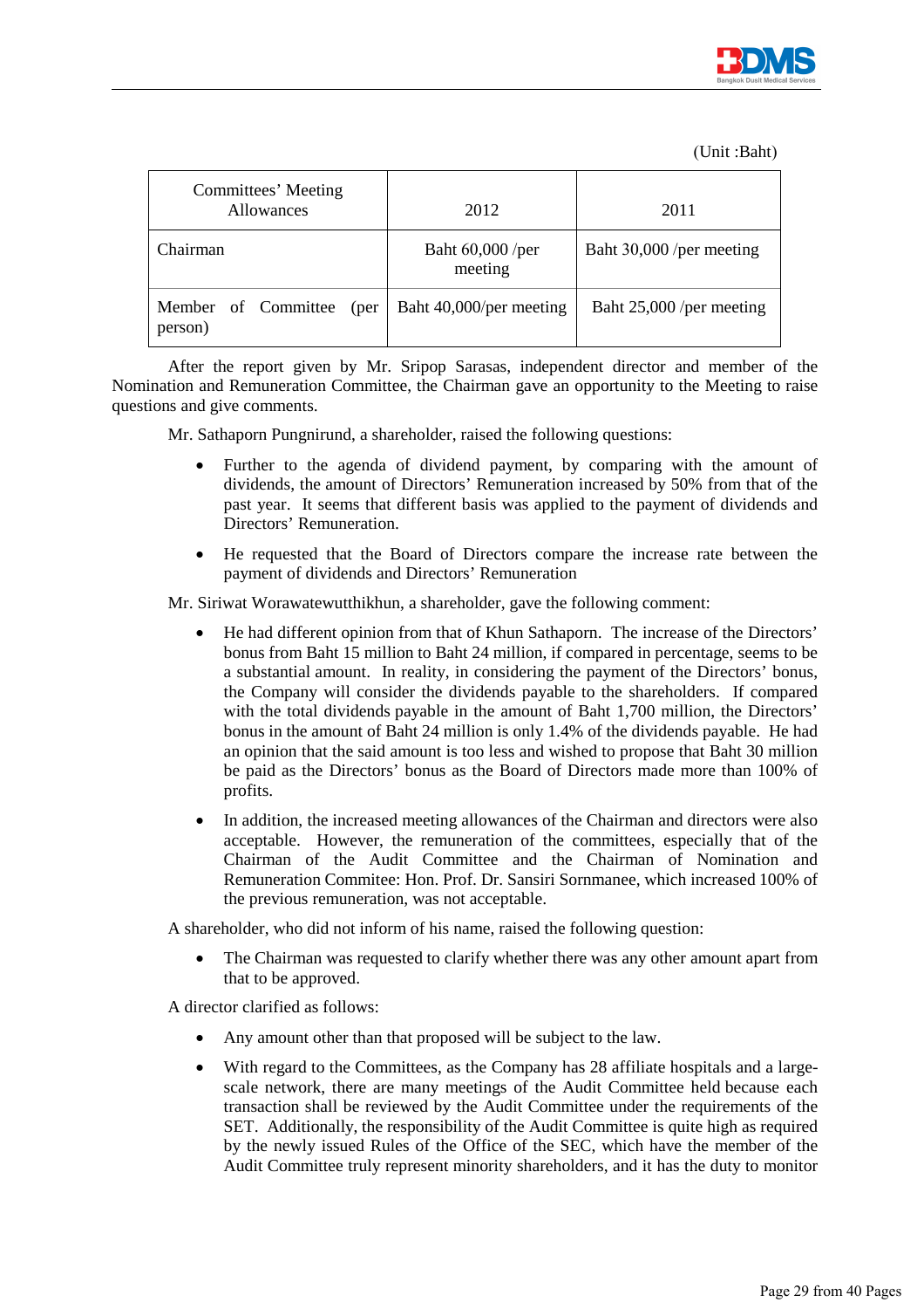(Unit :Baht)

| Committees' Meeting Allowances | 2012 | 2011 |
| --- | --- | --- |
| Chairman | Baht 60,000 /per meeting | Baht 30,000 /per meeting |
| Member of Committee (per person) | Baht 40,000/per meeting | Baht 25,000 /per meeting |

After the report given by Mr. Sripop Sarasas, independent director and member of the Nomination and Remuneration Committee, the Chairman gave an opportunity to the Meeting to raise questions and give comments.

Mr. Sathaporn Pungnirund, a shareholder, raised the following questions:

- Further to the agenda of dividend payment, by comparing with the amount of dividends, the amount of Directors' Remuneration increased by 50% from that of the past year. It seems that different basis was applied to the payment of dividends and Directors' Remuneration.
- He requested that the Board of Directors compare the increase rate between the payment of dividends and Directors' Remuneration

Mr. Siriwat Worawatewutthikhun, a shareholder, gave the following comment:

- He had different opinion from that of Khun Sathaporn. The increase of the Directors' bonus from Baht 15 million to Baht 24 million, if compared in percentage, seems to be a substantial amount. In reality, in considering the payment of the Directors' bonus, the Company will consider the dividends payable to the shareholders. If compared with the total dividends payable in the amount of Baht 1,700 million, the Directors' bonus in the amount of Baht 24 million is only 1.4% of the dividends payable. He had an opinion that the said amount is too less and wished to propose that Baht 30 million be paid as the Directors' bonus as the Board of Directors made more than 100% of profits.
- In addition, the increased meeting allowances of the Chairman and directors were also acceptable. However, the remuneration of the committees, especially that of the Chairman of the Audit Committee and the Chairman of Nomination and Remuneration Commitee: Hon. Prof. Dr. Sansiri Sornmanee, which increased 100% of the previous remuneration, was not acceptable.

A shareholder, who did not inform of his name, raised the following question:

- The Chairman was requested to clarify whether there was any other amount apart from that to be approved.

A director clarified as follows:

- Any amount other than that proposed will be subject to the law.
- With regard to the Committees, as the Company has 28 affiliate hospitals and a large-scale network, there are many meetings of the Audit Committee held because each transaction shall be reviewed by the Audit Committee under the requirements of the SET. Additionally, the responsibility of the Audit Committee is quite high as required by the newly issued Rules of the Office of the SEC, which have the member of the Audit Committee truly represent minority shareholders, and it has the duty to monitor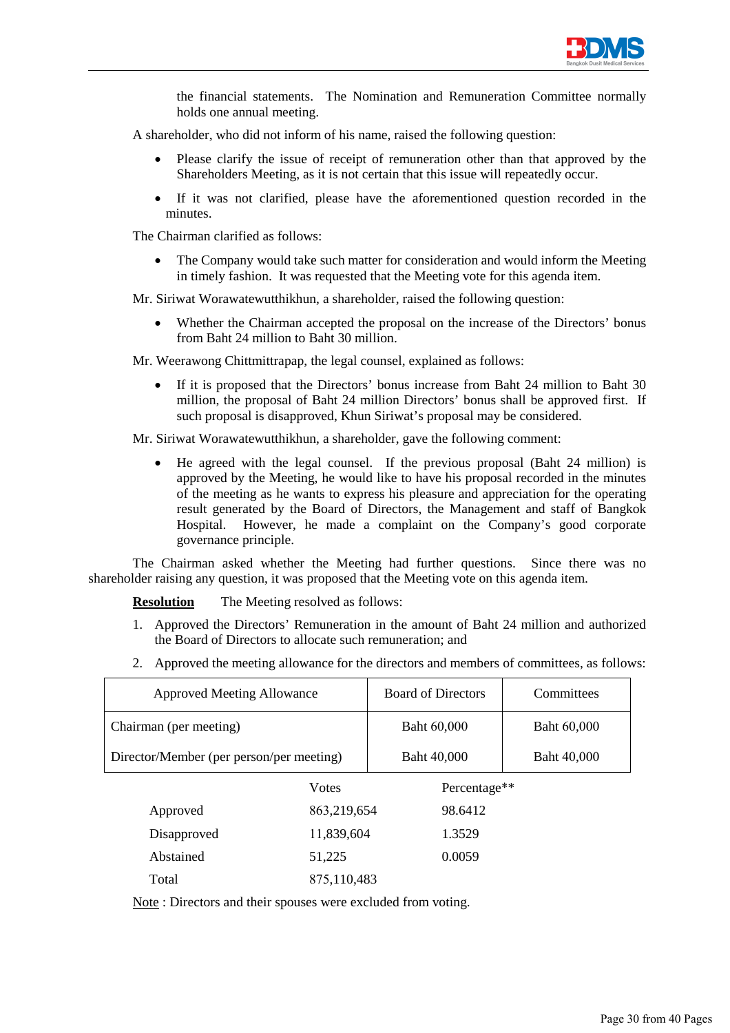the financial statements. The Nomination and Remuneration Committee normally holds one annual meeting.

A shareholder, who did not inform of his name, raised the following question:

- Please clarify the issue of receipt of remuneration other than that approved by the Shareholders Meeting, as it is not certain that this issue will repeatedly occur.
- If it was not clarified, please have the aforementioned question recorded in the minutes.

The Chairman clarified as follows:

- The Company would take such matter for consideration and would inform the Meeting in timely fashion. It was requested that the Meeting vote for this agenda item.

Mr. Siriwat Worawatewutthikhun, a shareholder, raised the following question:

- Whether the Chairman accepted the proposal on the increase of the Directors' bonus from Baht 24 million to Baht 30 million.

Mr. Weerawong Chittmittrapap, the legal counsel, explained as follows:

- If it is proposed that the Directors' bonus increase from Baht 24 million to Baht 30 million, the proposal of Baht 24 million Directors' bonus shall be approved first. If such proposal is disapproved, Khun Siriwat's proposal may be considered.

Mr. Siriwat Worawatewutthikhun, a shareholder, gave the following comment:

- He agreed with the legal counsel. If the previous proposal (Baht 24 million) is approved by the Meeting, he would like to have his proposal recorded in the minutes of the meeting as he wants to express his pleasure and appreciation for the operating result generated by the Board of Directors, the Management and staff of Bangkok Hospital. However, he made a complaint on the Company's good corporate governance principle.

The Chairman asked whether the Meeting had further questions. Since there was no shareholder raising any question, it was proposed that the Meeting vote on this agenda item.

**Resolution** The Meeting resolved as follows:

1. Approved the Directors' Remuneration in the amount of Baht 24 million and authorized the Board of Directors to allocate such remuneration; and
2. Approved the meeting allowance for the directors and members of committees, as follows:

| Approved Meeting Allowance | Board of Directors | Committees |
|---|---|---|
| Chairman (per meeting) | Baht 60,000 | Baht 60,000 |
| Director/Member (per person/per meeting) | Baht 40,000 | Baht 40,000 |

| | Votes | Percentage** |
|---|---|---|
| Approved | 863,219,654 | 98.6412 |
| Disapproved | 11,839,604 | 1.3529 |
| Abstained | 51,225 | 0.0059 |
| Total | 875,110,483 | |

Note : Directors and their spouses were excluded from voting.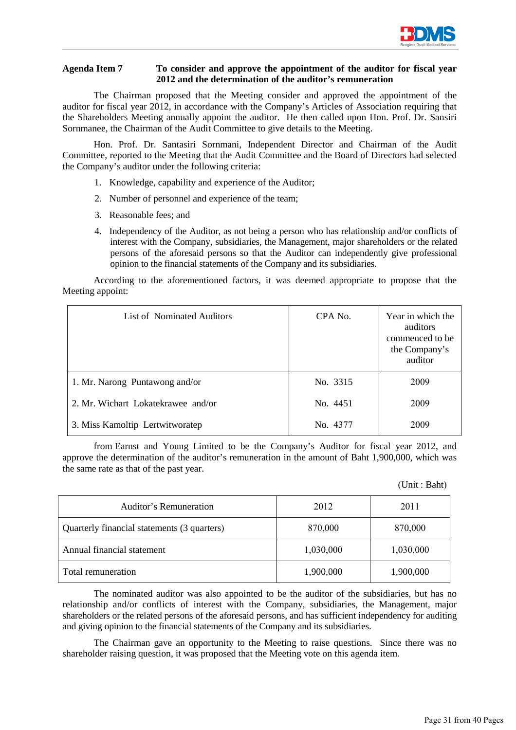**Agenda Item 7 To consider and approve the appointment of the auditor for fiscal year 2012 and the determination of the auditor's remuneration**

The Chairman proposed that the Meeting consider and approved the appointment of the auditor for fiscal year 2012, in accordance with the Company's Articles of Association requiring that the Shareholders Meeting annually appoint the auditor. He then called upon Hon. Prof. Dr. Sansiri Sornmanee, the Chairman of the Audit Committee to give details to the Meeting.

Hon. Prof. Dr. Santasiri Sornmani, Independent Director and Chairman of the Audit Committee, reported to the Meeting that the Audit Committee and the Board of Directors had selected the Company's auditor under the following criteria:

1. Knowledge, capability and experience of the Auditor;
2. Number of personnel and experience of the team;
3. Reasonable fees; and
4. Independency of the Auditor, as not being a person who has relationship and/or conflicts of interest with the Company, subsidiaries, the Management, major shareholders or the related persons of the aforesaid persons so that the Auditor can independently give professional opinion to the financial statements of the Company and its subsidiaries.

According to the aforementioned factors, it was deemed appropriate to propose that the Meeting appoint:

| List of Nominated Auditors | CPA No. | Year in which the auditors commenced to be the Company's auditor |
|---|---|---|
| 1. Mr. Narong Puntawong and/or | No. 3315 | 2009 |
| 2. Mr. Wichart Lokatekrawee and/or | No. 4451 | 2009 |
| 3. Miss Kamoltip Lertwitworatep | No. 4377 | 2009 |

from Earnst and Young Limited to be the Company's Auditor for fiscal year 2012, and approve the determination of the auditor's remuneration in the amount of Baht 1,900,000, which was the same rate as that of the past year.

(Unit : Baht)

| Auditor's Remuneration | 2012 | 2011 |
|---|---|---|
| Quarterly financial statements (3 quarters) | 870,000 | 870,000 |
| Annual financial statement | 1,030,000 | 1,030,000 |
| Total remuneration | 1,900,000 | 1,900,000 |

The nominated auditor was also appointed to be the auditor of the subsidiaries, but has no relationship and/or conflicts of interest with the Company, subsidiaries, the Management, major shareholders or the related persons of the aforesaid persons, and has sufficient independency for auditing and giving opinion to the financial statements of the Company and its subsidiaries.

The Chairman gave an opportunity to the Meeting to raise questions. Since there was no shareholder raising question, it was proposed that the Meeting vote on this agenda item.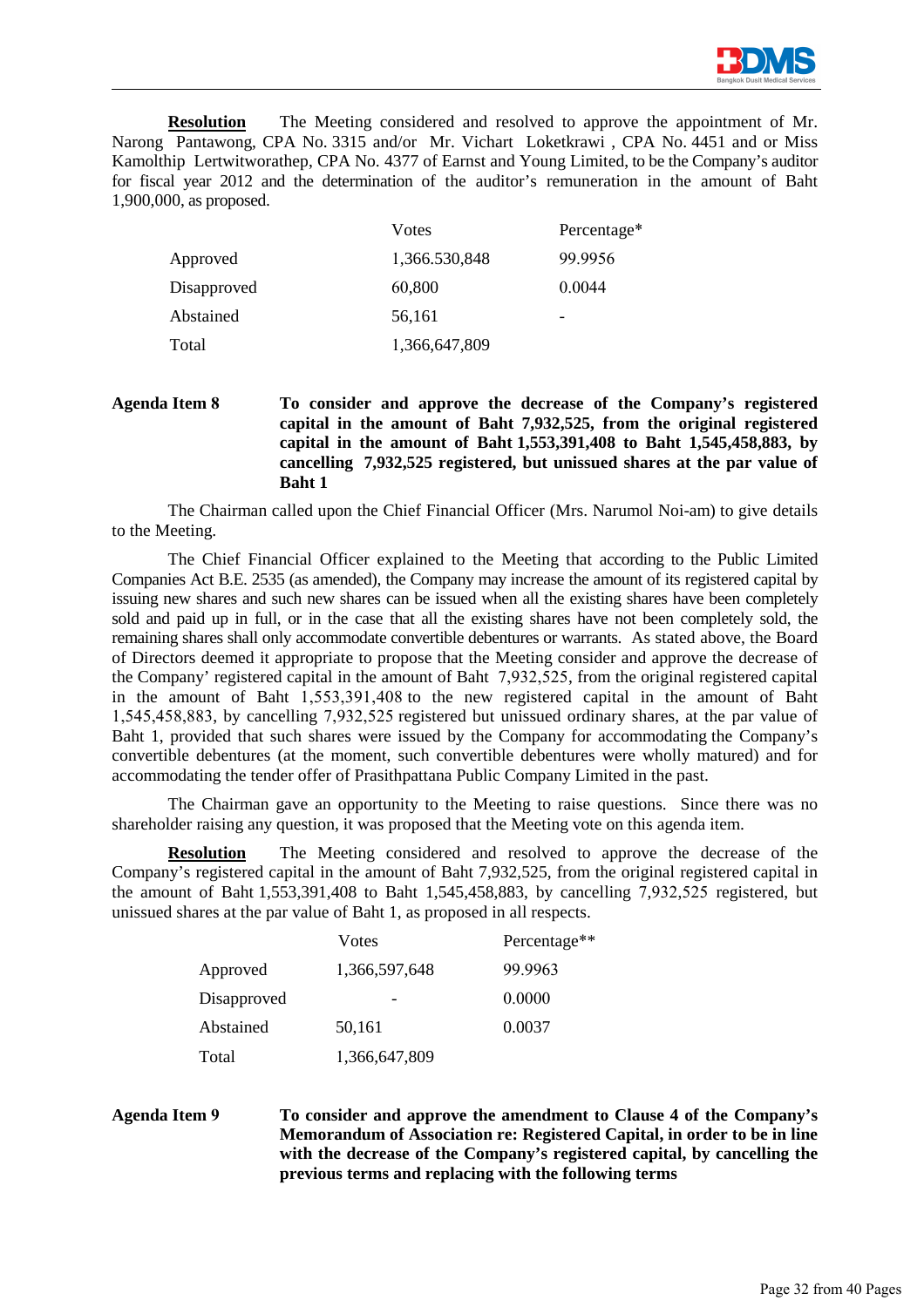**Resolution** The Meeting considered and resolved to approve the appointment of Mr. Narong Pantawong, CPA No. 3315 and/or Mr. Vichart Loketkrawi , CPA No. 4451 and or Miss Kamolthip Lertwitworathep, CPA No. 4377 of Earnst and Young Limited, to be the Company's auditor for fiscal year 2012 and the determination of the auditor's remuneration in the amount of Baht 1,900,000, as proposed.

| | Votes | Percentage* |
|---|---|---|
| Approved | 1,366.530,848 | 99.9956 |
| Disapproved | 60,800 | 0.0044 |
| Abstained | 56,161 | - |
| Total | 1,366,647,809 | |

**Agenda Item 8** **To consider and approve the decrease of the Company's registered capital in the amount of Baht 7,932,525, from the original registered capital in the amount of Baht 1,553,391,408 to Baht 1,545,458,883, by cancelling 7,932,525 registered, but unissued shares at the par value of Baht 1**

The Chairman called upon the Chief Financial Officer (Mrs. Narumol Noi-am) to give details to the Meeting.

The Chief Financial Officer explained to the Meeting that according to the Public Limited Companies Act B.E. 2535 (as amended), the Company may increase the amount of its registered capital by issuing new shares and such new shares can be issued when all the existing shares have been completely sold and paid up in full, or in the case that all the existing shares have not been completely sold, the remaining shares shall only accommodate convertible debentures or warrants. As stated above, the Board of Directors deemed it appropriate to propose that the Meeting consider and approve the decrease of the Company' registered capital in the amount of Baht 7,932,525, from the original registered capital in the amount of Baht 1,553,391,408 to the new registered capital in the amount of Baht 1,545,458,883, by cancelling 7,932,525 registered but unissued ordinary shares, at the par value of Baht 1, provided that such shares were issued by the Company for accommodating the Company's convertible debentures (at the moment, such convertible debentures were wholly matured) and for accommodating the tender offer of Prasithpattana Public Company Limited in the past.

The Chairman gave an opportunity to the Meeting to raise questions. Since there was no shareholder raising any question, it was proposed that the Meeting vote on this agenda item.

**Resolution** The Meeting considered and resolved to approve the decrease of the Company's registered capital in the amount of Baht 7,932,525, from the original registered capital in the amount of Baht 1,553,391,408 to Baht 1,545,458,883, by cancelling 7,932,525 registered, but unissued shares at the par value of Baht 1, as proposed in all respects.

| | Votes | Percentage** |
|---|---|---|
| Approved | 1,366,597,648 | 99.9963 |
| Disapproved | - | 0.0000 |
| Abstained | 50,161 | 0.0037 |
| Total | 1,366,647,809 | |

**Agenda Item 9** **To consider and approve the amendment to Clause 4 of the Company's Memorandum of Association re: Registered Capital, in order to be in line with the decrease of the Company's registered capital, by cancelling the previous terms and replacing with the following terms**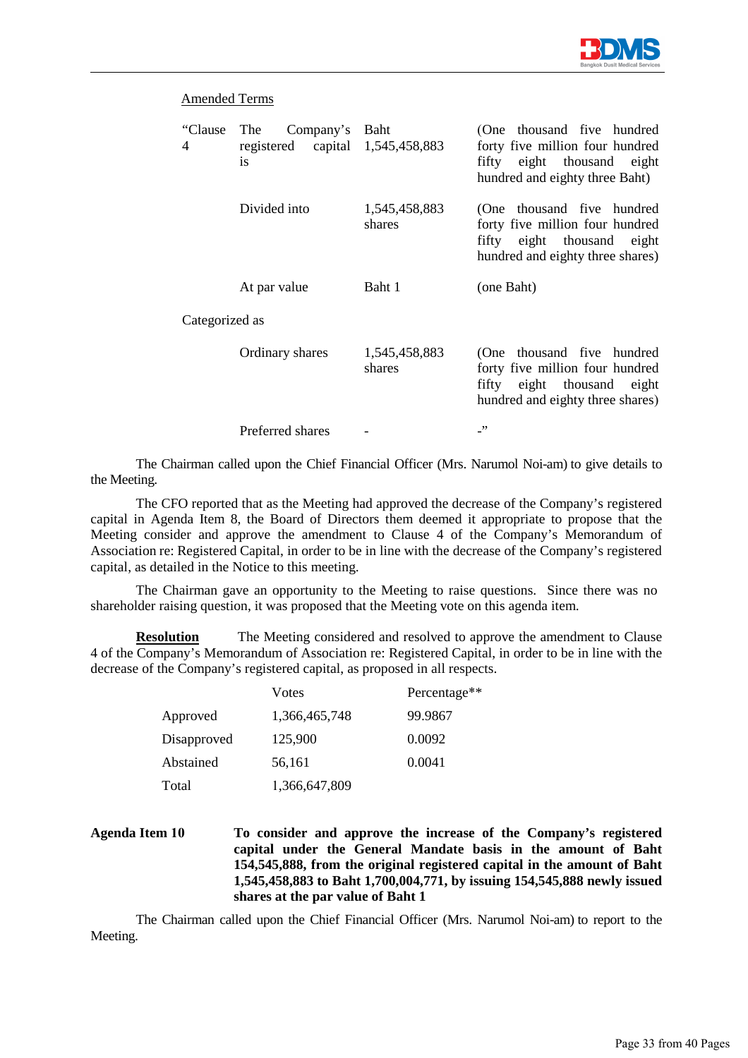Amended Terms

| "Clause 4 | The Company's registered capital is | Baht 1,545,458,883 | (One thousand five hundred forty five million four hundred fifty eight thousand eight hundred and eighty three Baht) |
|---|---|---|---|
| | Divided into | 1,545,458,883 shares | (One thousand five hundred forty five million four hundred fifty eight thousand eight hundred and eighty three shares) |
| | At par value | Baht 1 | (one Baht) |
| Categorized as | | | |
| | Ordinary shares | 1,545,458,883 shares | (One thousand five hundred forty five million four hundred fifty eight thousand eight hundred and eighty three shares) |
| | Preferred shares | - | -" |

The Chairman called upon the Chief Financial Officer (Mrs. Narumol Noi-am) to give details to the Meeting.

The CFO reported that as the Meeting had approved the decrease of the Company's registered capital in Agenda Item 8, the Board of Directors them deemed it appropriate to propose that the Meeting consider and approve the amendment to Clause 4 of the Company's Memorandum of Association re: Registered Capital, in order to be in line with the decrease of the Company's registered capital, as detailed in the Notice to this meeting.

The Chairman gave an opportunity to the Meeting to raise questions. Since there was no shareholder raising question, it was proposed that the Meeting vote on this agenda item.

**Resolution** The Meeting considered and resolved to approve the amendment to Clause 4 of the Company's Memorandum of Association re: Registered Capital, in order to be in line with the decrease of the Company's registered capital, as proposed in all respects.

| | Votes | Percentage** |
|---|---|---|
| Approved | 1,366,465,748 | 99.9867 |
| Disapproved | 125,900 | 0.0092 |
| Abstained | 56,161 | 0.0041 |
| Total | 1,366,647,809 | |

**Agenda Item 10 To consider and approve the increase of the Company's registered capital under the General Mandate basis in the amount of Baht 154,545,888, from the original registered capital in the amount of Baht 1,545,458,883 to Baht 1,700,004,771, by issuing 154,545,888 newly issued shares at the par value of Baht 1**

The Chairman called upon the Chief Financial Officer (Mrs. Narumol Noi-am) to report to the Meeting.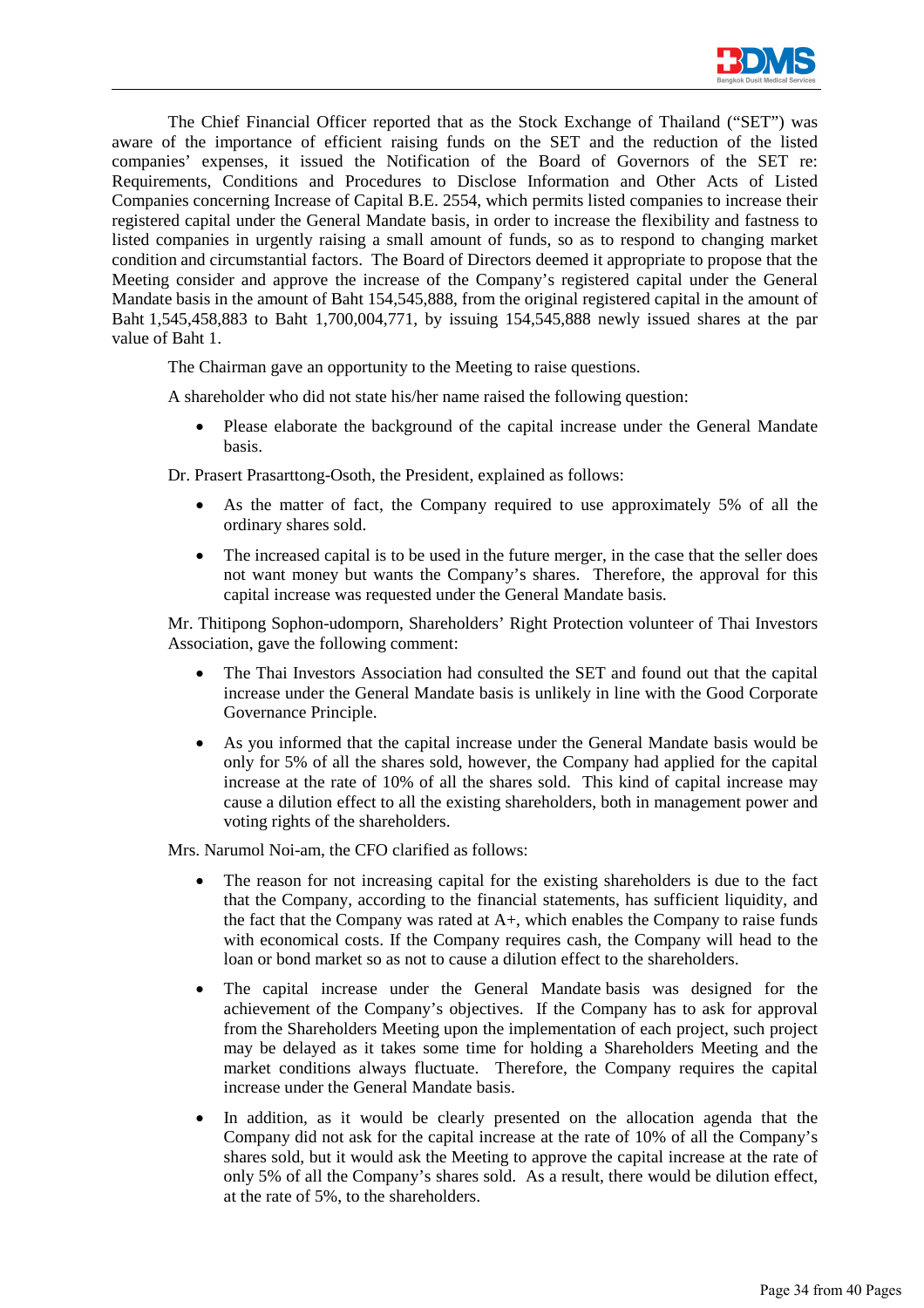The Chief Financial Officer reported that as the Stock Exchange of Thailand ("SET") was aware of the importance of efficient raising funds on the SET and the reduction of the listed companies' expenses, it issued the Notification of the Board of Governors of the SET re: Requirements, Conditions and Procedures to Disclose Information and Other Acts of Listed Companies concerning Increase of Capital B.E. 2554, which permits listed companies to increase their registered capital under the General Mandate basis, in order to increase the flexibility and fastness to listed companies in urgently raising a small amount of funds, so as to respond to changing market condition and circumstantial factors. The Board of Directors deemed it appropriate to propose that the Meeting consider and approve the increase of the Company's registered capital under the General Mandate basis in the amount of Baht 154,545,888, from the original registered capital in the amount of Baht 1,545,458,883 to Baht 1,700,004,771, by issuing 154,545,888 newly issued shares at the par value of Baht 1.

The Chairman gave an opportunity to the Meeting to raise questions.

A shareholder who did not state his/her name raised the following question:

- Please elaborate the background of the capital increase under the General Mandate basis.

Dr. Prasert Prasarttong-Osoth, the President, explained as follows:

- As the matter of fact, the Company required to use approximately 5% of all the ordinary shares sold.
- The increased capital is to be used in the future merger, in the case that the seller does not want money but wants the Company's shares. Therefore, the approval for this capital increase was requested under the General Mandate basis.

Mr. Thitipong Sophon-udomporn, Shareholders' Right Protection volunteer of Thai Investors Association, gave the following comment:

- The Thai Investors Association had consulted the SET and found out that the capital increase under the General Mandate basis is unlikely in line with the Good Corporate Governance Principle.
- As you informed that the capital increase under the General Mandate basis would be only for 5% of all the shares sold, however, the Company had applied for the capital increase at the rate of 10% of all the shares sold. This kind of capital increase may cause a dilution effect to all the existing shareholders, both in management power and voting rights of the shareholders.

Mrs. Narumol Noi-am, the CFO clarified as follows:

- The reason for not increasing capital for the existing shareholders is due to the fact that the Company, according to the financial statements, has sufficient liquidity, and the fact that the Company was rated at A+, which enables the Company to raise funds with economical costs. If the Company requires cash, the Company will head to the loan or bond market so as not to cause a dilution effect to the shareholders.
- The capital increase under the General Mandate basis was designed for the achievement of the Company's objectives. If the Company has to ask for approval from the Shareholders Meeting upon the implementation of each project, such project may be delayed as it takes some time for holding a Shareholders Meeting and the market conditions always fluctuate. Therefore, the Company requires the capital increase under the General Mandate basis.
- In addition, as it would be clearly presented on the allocation agenda that the Company did not ask for the capital increase at the rate of 10% of all the Company's shares sold, but it would ask the Meeting to approve the capital increase at the rate of only 5% of all the Company's shares sold. As a result, there would be dilution effect, at the rate of 5%, to the shareholders.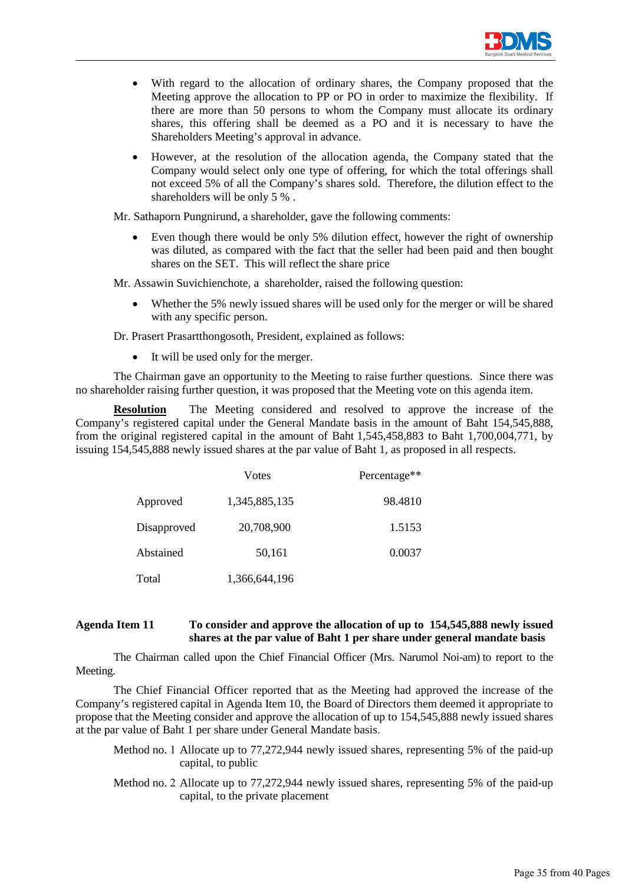- With regard to the allocation of ordinary shares, the Company proposed that the Meeting approve the allocation to PP or PO in order to maximize the flexibility. If there are more than 50 persons to whom the Company must allocate its ordinary shares, this offering shall be deemed as a PO and it is necessary to have the Shareholders Meeting's approval in advance.
- However, at the resolution of the allocation agenda, the Company stated that the Company would select only one type of offering, for which the total offerings shall not exceed 5% of all the Company's shares sold. Therefore, the dilution effect to the shareholders will be only 5 % .

Mr. Sathaporn Pungnirund, a shareholder, gave the following comments:

- Even though there would be only 5% dilution effect, however the right of ownership was diluted, as compared with the fact that the seller had been paid and then bought shares on the SET. This will reflect the share price

Mr. Assawin Suvichienchote, a shareholder, raised the following question:

- Whether the 5% newly issued shares will be used only for the merger or will be shared with any specific person.

Dr. Prasert Prasartthongosoth, President, explained as follows:

- It will be used only for the merger.

The Chairman gave an opportunity to the Meeting to raise further questions. Since there was no shareholder raising further question, it was proposed that the Meeting vote on this agenda item.

**Resolution** The Meeting considered and resolved to approve the increase of the Company's registered capital under the General Mandate basis in the amount of Baht 154,545,888, from the original registered capital in the amount of Baht 1,545,458,883 to Baht 1,700,004,771, by issuing 154,545,888 newly issued shares at the par value of Baht 1, as proposed in all respects.

| | Votes | Percentage** |
|---|---|---|
| Approved | 1,345,885,135 | 98.4810 |
| Disapproved | 20,708,900 | 1.5153 |
| Abstained | 50,161 | 0.0037 |
| Total | 1,366,644,196 | |

**Agenda Item 11 To consider and approve the allocation of up to 154,545,888 newly issued shares at the par value of Baht 1 per share under general mandate basis**

The Chairman called upon the Chief Financial Officer (Mrs. Narumol Noi-am) to report to the Meeting.

The Chief Financial Officer reported that as the Meeting had approved the increase of the Company's registered capital in Agenda Item 10, the Board of Directors them deemed it appropriate to propose that the Meeting consider and approve the allocation of up to 154,545,888 newly issued shares at the par value of Baht 1 per share under General Mandate basis.

Method no. 1 Allocate up to 77,272,944 newly issued shares, representing 5% of the paid-up capital, to public

Method no. 2 Allocate up to 77,272,944 newly issued shares, representing 5% of the paid-up capital, to the private placement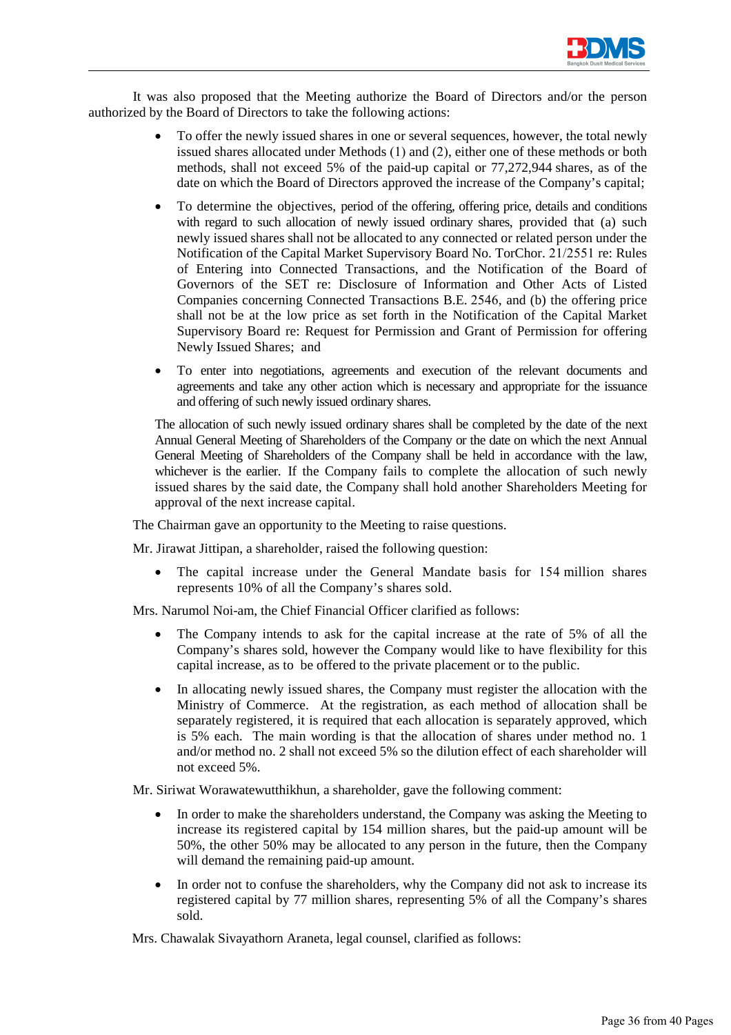It was also proposed that the Meeting authorize the Board of Directors and/or the person authorized by the Board of Directors to take the following actions:

- To offer the newly issued shares in one or several sequences, however, the total newly issued shares allocated under Methods (1) and (2), either one of these methods or both methods, shall not exceed 5% of the paid-up capital or 77,272,944 shares, as of the date on which the Board of Directors approved the increase of the Company's capital;
- To determine the objectives, period of the offering, offering price, details and conditions with regard to such allocation of newly issued ordinary shares, provided that (a) such newly issued shares shall not be allocated to any connected or related person under the Notification of the Capital Market Supervisory Board No. TorChor. 21/2551 re: Rules of Entering into Connected Transactions, and the Notification of the Board of Governors of the SET re: Disclosure of Information and Other Acts of Listed Companies concerning Connected Transactions B.E. 2546, and (b) the offering price shall not be at the low price as set forth in the Notification of the Capital Market Supervisory Board re: Request for Permission and Grant of Permission for offering Newly Issued Shares; and
- To enter into negotiations, agreements and execution of the relevant documents and agreements and take any other action which is necessary and appropriate for the issuance and offering of such newly issued ordinary shares.

The allocation of such newly issued ordinary shares shall be completed by the date of the next Annual General Meeting of Shareholders of the Company or the date on which the next Annual General Meeting of Shareholders of the Company shall be held in accordance with the law, whichever is the earlier. If the Company fails to complete the allocation of such newly issued shares by the said date, the Company shall hold another Shareholders Meeting for approval of the next increase capital.

The Chairman gave an opportunity to the Meeting to raise questions.

Mr. Jirawat Jittipan, a shareholder, raised the following question:

- The capital increase under the General Mandate basis for 154 million shares represents 10% of all the Company's shares sold.

Mrs. Narumol Noi-am, the Chief Financial Officer clarified as follows:

- The Company intends to ask for the capital increase at the rate of 5% of all the Company's shares sold, however the Company would like to have flexibility for this capital increase, as to be offered to the private placement or to the public.
- In allocating newly issued shares, the Company must register the allocation with the Ministry of Commerce. At the registration, as each method of allocation shall be separately registered, it is required that each allocation is separately approved, which is 5% each. The main wording is that the allocation of shares under method no. 1 and/or method no. 2 shall not exceed 5% so the dilution effect of each shareholder will not exceed 5%.

Mr. Siriwat Worawatewutthikhun, a shareholder, gave the following comment:

- In order to make the shareholders understand, the Company was asking the Meeting to increase its registered capital by 154 million shares, but the paid-up amount will be 50%, the other 50% may be allocated to any person in the future, then the Company will demand the remaining paid-up amount.
- In order not to confuse the shareholders, why the Company did not ask to increase its registered capital by 77 million shares, representing 5% of all the Company's shares sold.

Mrs. Chawalak Sivayathorn Araneta, legal counsel, clarified as follows: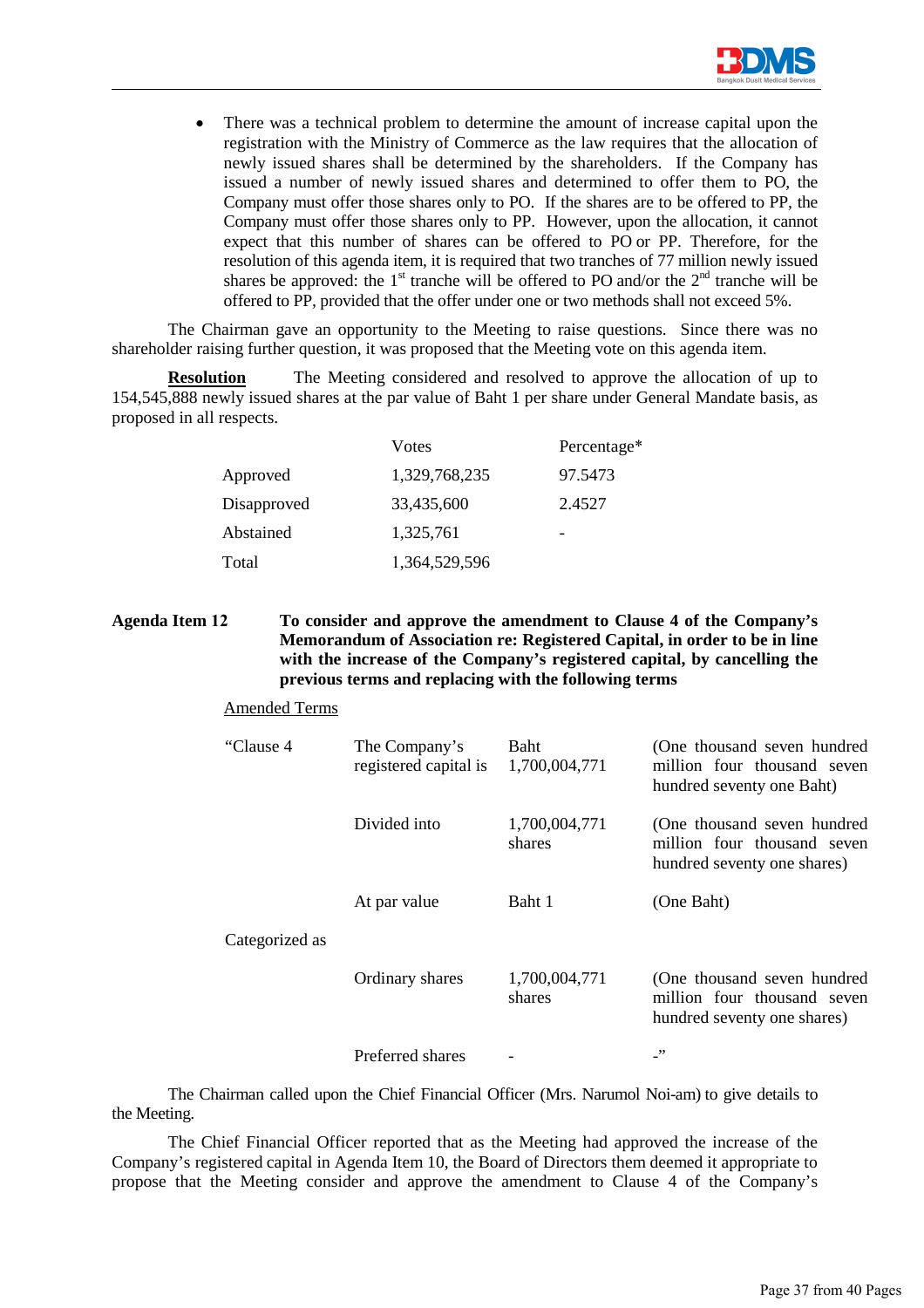- There was a technical problem to determine the amount of increase capital upon the registration with the Ministry of Commerce as the law requires that the allocation of newly issued shares shall be determined by the shareholders. If the Company has issued a number of newly issued shares and determined to offer them to PO, the Company must offer those shares only to PO. If the shares are to be offered to PP, the Company must offer those shares only to PP. However, upon the allocation, it cannot expect that this number of shares can be offered to PO or PP. Therefore, for the resolution of this agenda item, it is required that two tranches of 77 million newly issued shares be approved: the 1st tranche will be offered to PO and/or the 2nd tranche will be offered to PP, provided that the offer under one or two methods shall not exceed 5%.

The Chairman gave an opportunity to the Meeting to raise questions. Since there was no shareholder raising further question, it was proposed that the Meeting vote on this agenda item.

**Resolution** The Meeting considered and resolved to approve the allocation of up to 154,545,888 newly issued shares at the par value of Baht 1 per share under General Mandate basis, as proposed in all respects.

| | Votes | Percentage* |
|---|---|---|
| Approved | 1,329,768,235 | 97.5473 |
| Disapproved | 33,435,600 | 2.4527 |
| Abstained | 1,325,761 | - |
| Total | 1,364,529,596 | |

**Agenda Item 12 To consider and approve the amendment to Clause 4 of the Company's Memorandum of Association re: Registered Capital, in order to be in line with the increase of the Company's registered capital, by cancelling the previous terms and replacing with the following terms**

Amended Terms

| | | | |
|---|---|---|---|
| "Clause 4 | The Company's registered capital is | Baht 1,700,004,771 | (One thousand seven hundred million four thousand seven hundred seventy one Baht) |
| | Divided into | 1,700,004,771 shares | (One thousand seven hundred million four thousand seven hundred seventy one shares) |
| | At par value | Baht 1 | (One Baht) |
| Categorized as | | | |
| | Ordinary shares | 1,700,004,771 shares | (One thousand seven hundred million four thousand seven hundred seventy one shares) |
| | Preferred shares | - | -" |

The Chairman called upon the Chief Financial Officer (Mrs. Narumol Noi-am) to give details to the Meeting.

The Chief Financial Officer reported that as the Meeting had approved the increase of the Company's registered capital in Agenda Item 10, the Board of Directors them deemed it appropriate to propose that the Meeting consider and approve the amendment to Clause 4 of the Company's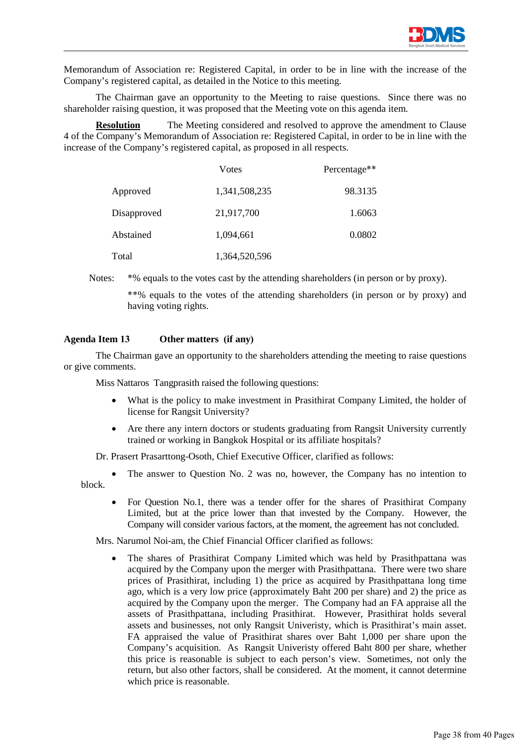Memorandum of Association re: Registered Capital, in order to be in line with the increase of the Company's registered capital, as detailed in the Notice to this meeting.

The Chairman gave an opportunity to the Meeting to raise questions. Since there was no shareholder raising question, it was proposed that the Meeting vote on this agenda item.

**Resolution** The Meeting considered and resolved to approve the amendment to Clause 4 of the Company's Memorandum of Association re: Registered Capital, in order to be in line with the increase of the Company's registered capital, as proposed in all respects.

| | Votes | Percentage** |
|---|---|---|
| Approved | 1,341,508,235 | 98.3135 |
| Disapproved | 21,917,700 | 1.6063 |
| Abstained | 1,094,661 | 0.0802 |
| Total | 1,364,520,596 | |

Notes: *% equals to the votes cast by the attending shareholders (in person or by proxy).

**% equals to the votes of the attending shareholders (in person or by proxy) and having voting rights.

**Agenda Item 13 Other matters (if any)**

The Chairman gave an opportunity to the shareholders attending the meeting to raise questions or give comments.

Miss Nattaros Tangprasith raised the following questions:

- What is the policy to make investment in Prasithirat Company Limited, the holder of license for Rangsit University?
- Are there any intern doctors or students graduating from Rangsit University currently trained or working in Bangkok Hospital or its affiliate hospitals?

Dr. Prasert Prasarttong-Osoth, Chief Executive Officer, clarified as follows:

- The answer to Question No. 2 was no, however, the Company has no intention to block.
- For Question No.1, there was a tender offer for the shares of Prasithirat Company Limited, but at the price lower than that invested by the Company. However, the Company will consider various factors, at the moment, the agreement has not concluded.

Mrs. Narumol Noi-am, the Chief Financial Officer clarified as follows:

- The shares of Prasithirat Company Limited which was held by Prasithpattana was acquired by the Company upon the merger with Prasithpattana. There were two share prices of Prasithirat, including 1) the price as acquired by Prasithpattana long time ago, which is a very low price (approximately Baht 200 per share) and 2) the price as acquired by the Company upon the merger. The Company had an FA appraise all the assets of Prasithpattana, including Prasithirat. However, Prasithirat holds several assets and businesses, not only Rangsit Univeristy, which is Prasithirat's main asset. FA appraised the value of Prasithirat shares over Baht 1,000 per share upon the Company's acquisition. As Rangsit Univeristy offered Baht 800 per share, whether this price is reasonable is subject to each person's view. Sometimes, not only the return, but also other factors, shall be considered. At the moment, it cannot determine which price is reasonable.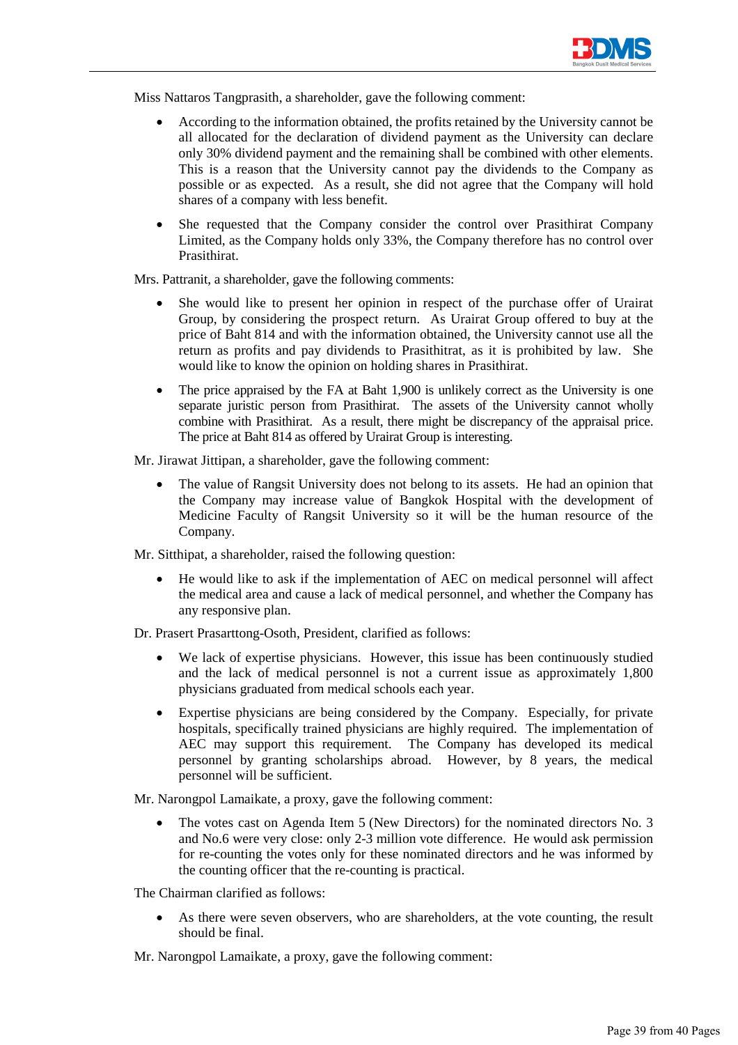Miss Nattaros Tangprasith, a shareholder, gave the following comment:

- According to the information obtained, the profits retained by the University cannot be all allocated for the declaration of dividend payment as the University can declare only 30% dividend payment and the remaining shall be combined with other elements. This is a reason that the University cannot pay the dividends to the Company as possible or as expected. As a result, she did not agree that the Company will hold shares of a company with less benefit.
- She requested that the Company consider the control over Prasithirat Company Limited, as the Company holds only 33%, the Company therefore has no control over Prasithirat.

Mrs. Pattranit, a shareholder, gave the following comments:

- She would like to present her opinion in respect of the purchase offer of Urairat Group, by considering the prospect return. As Urairat Group offered to buy at the price of Baht 814 and with the information obtained, the University cannot use all the return as profits and pay dividends to Prasithitrat, as it is prohibited by law. She would like to know the opinion on holding shares in Prasithirat.
- The price appraised by the FA at Baht 1,900 is unlikely correct as the University is one separate juristic person from Prasithirat. The assets of the University cannot wholly combine with Prasithirat. As a result, there might be discrepancy of the appraisal price. The price at Baht 814 as offered by Urairat Group is interesting.

Mr. Jirawat Jittipan, a shareholder, gave the following comment:

- The value of Rangsit University does not belong to its assets. He had an opinion that the Company may increase value of Bangkok Hospital with the development of Medicine Faculty of Rangsit University so it will be the human resource of the Company.

Mr. Sitthipat, a shareholder, raised the following question:

- He would like to ask if the implementation of AEC on medical personnel will affect the medical area and cause a lack of medical personnel, and whether the Company has any responsive plan.

Dr. Prasert Prasarttong-Osoth, President, clarified as follows:

- We lack of expertise physicians. However, this issue has been continuously studied and the lack of medical personnel is not a current issue as approximately 1,800 physicians graduated from medical schools each year.
- Expertise physicians are being considered by the Company. Especially, for private hospitals, specifically trained physicians are highly required. The implementation of AEC may support this requirement. The Company has developed its medical personnel by granting scholarships abroad. However, by 8 years, the medical personnel will be sufficient.

Mr. Narongpol Lamaikate, a proxy, gave the following comment:

- The votes cast on Agenda Item 5 (New Directors) for the nominated directors No. 3 and No.6 were very close: only 2-3 million vote difference. He would ask permission for re-counting the votes only for these nominated directors and he was informed by the counting officer that the re-counting is practical.

The Chairman clarified as follows:

- As there were seven observers, who are shareholders, at the vote counting, the result should be final.

Mr. Narongpol Lamaikate, a proxy, gave the following comment: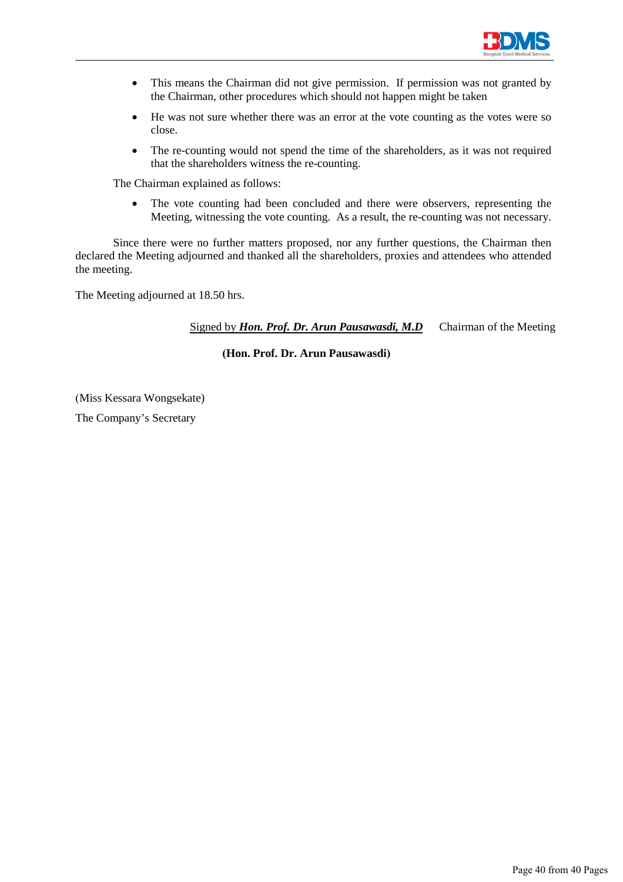- This means the Chairman did not give permission. If permission was not granted by the Chairman, other procedures which should not happen might be taken
- He was not sure whether there was an error at the vote counting as the votes were so close.
- The re-counting would not spend the time of the shareholders, as it was not required that the shareholders witness the re-counting.

The Chairman explained as follows:

- The vote counting had been concluded and there were observers, representing the Meeting, witnessing the vote counting. As a result, the re-counting was not necessary.

Since there were no further matters proposed, nor any further questions, the Chairman then declared the Meeting adjourned and thanked all the shareholders, proxies and attendees who attended the meeting.

The Meeting adjourned at 18.50 hrs.

Signed by ***Hon. Prof. Dr. Arun Pausawasdi, M.D*** Chairman of the Meeting

**(Hon. Prof. Dr. Arun Pausawasdi)**

(Miss Kessara Wongsekate)

The Company's Secretary